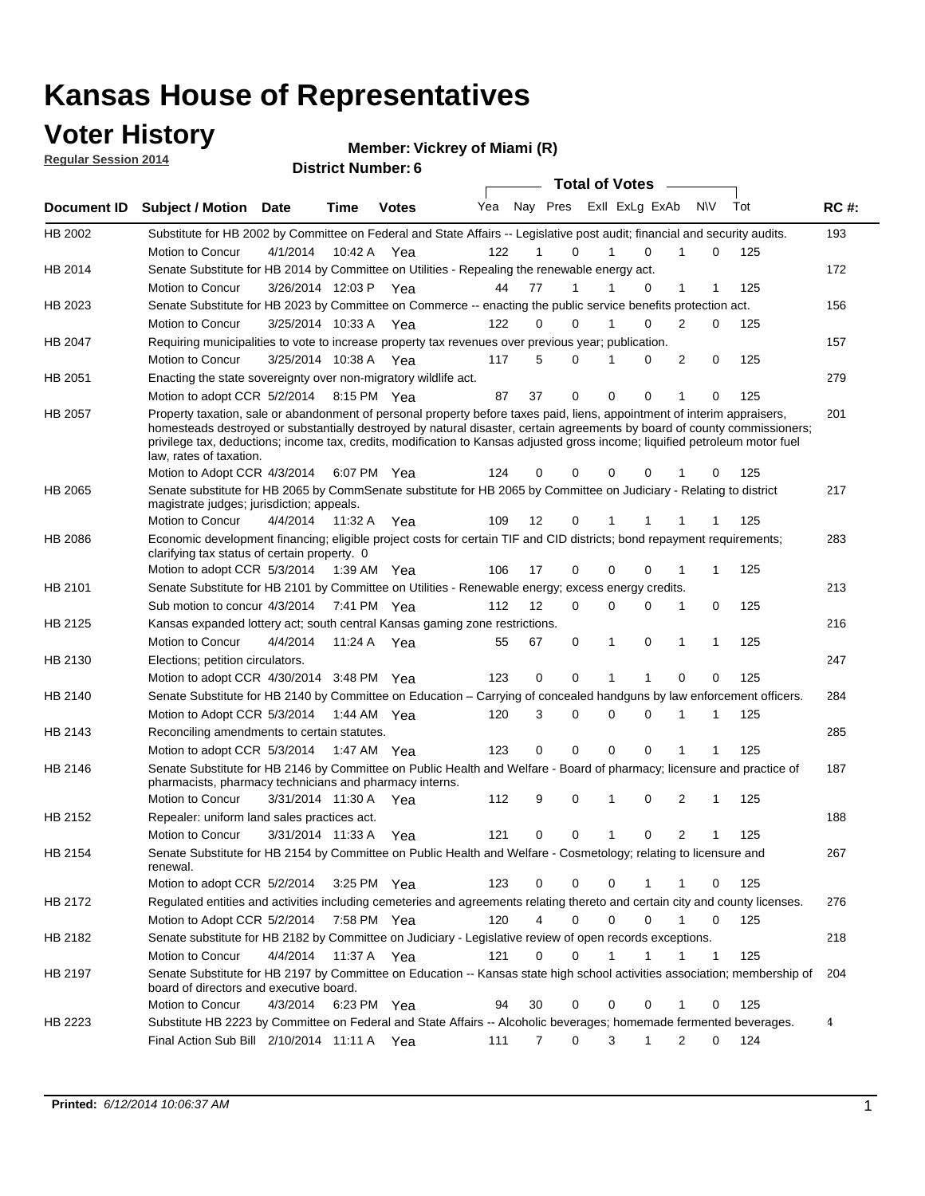# Kansas House of Representatives

## Voter History

**Regular Session 2014**

**Member: Vickrey of Miami (R)**

**District Number: 6**

| Document ID | Subject / Motion | Date | Time | Votes | Yea | Nay | Pres | ExII | ExLg | ExAb | N\V | Tot | RC #: |
|---|---|---|---|---|---|---|---|---|---|---|---|---|---|
| HB 2002 | Substitute for HB 2002 by Committee on Federal and State Affairs -- Legislative post audit; financial and security audits. | | | | | | | | | | | | 193 |
| | Motion to Concur | 4/1/2014 | 10:42 A | Yea | 122 | 1 | 0 | 1 | 0 | 1 | 0 | 125 | |
| HB 2014 | Senate Substitute for HB 2014 by Committee on Utilities - Repealing the renewable energy act. | | | | | | | | | | | | 172 |
| | Motion to Concur | 3/26/2014 | 12:03 P | Yea | 44 | 77 | 1 | 1 | 0 | 1 | 1 | 125 | |
| HB 2023 | Senate Substitute for HB 2023 by Committee on Commerce -- enacting the public service benefits protection act. | | | | | | | | | | | | 156 |
| | Motion to Concur | 3/25/2014 | 10:33 A | Yea | 122 | 0 | 0 | 1 | 0 | 2 | 0 | 125 | |
| HB 2047 | Requiring municipalities to vote to increase property tax revenues over previous year; publication. | | | | | | | | | | | | 157 |
| | Motion to Concur | 3/25/2014 | 10:38 A | Yea | 117 | 5 | 0 | 1 | 0 | 2 | 0 | 125 | |
| HB 2051 | Enacting the state sovereignty over non-migratory wildlife act. | | | | | | | | | | | | 279 |
| | Motion to adopt CCR | 5/2/2014 | 8:15 PM | Yea | 87 | 37 | 0 | 0 | 0 | 1 | 0 | 125 | |
| HB 2057 | Property taxation, sale or abandonment of personal property before taxes paid, liens, appointment of interim appraisers, homesteads destroyed or substantially destroyed by natural disaster, certain agreements by board of county commissioners; privilege tax, deductions; income tax, credits, modification to Kansas adjusted gross income; liquified petroleum motor fuel law, rates of taxation. | | | | | | | | | | | | 201 |
| | Motion to Adopt CCR | 4/3/2014 | 6:07 PM | Yea | 124 | 0 | 0 | 0 | 0 | 1 | 0 | 125 | |
| HB 2065 | Senate substitute for HB 2065 by CommSenate substitute for HB 2065 by Committee on Judiciary - Relating to district magistrate judges; jurisdiction; appeals. | | | | | | | | | | | | 217 |
| | Motion to Concur | 4/4/2014 | 11:32 A | Yea | 109 | 12 | 0 | 1 | 1 | 1 | 1 | 125 | |
| HB 2086 | Economic development financing; eligible project costs for certain TIF and CID districts; bond repayment requirements; clarifying tax status of certain property. 0 | | | | | | | | | | | | 283 |
| | Motion to adopt CCR | 5/3/2014 | 1:39 AM | Yea | 106 | 17 | 0 | 0 | 0 | 1 | 1 | 125 | |
| HB 2101 | Senate Substitute for HB 2101 by Committee on Utilities - Renewable energy; excess energy credits. | | | | | | | | | | | | 213 |
| | Sub motion to concur | 4/3/2014 | 7:41 PM | Yea | 112 | 12 | 0 | 0 | 0 | 1 | 0 | 125 | |
| HB 2125 | Kansas expanded lottery act; south central Kansas gaming zone restrictions. | | | | | | | | | | | | 216 |
| | Motion to Concur | 4/4/2014 | 11:24 A | Yea | 55 | 67 | 0 | 1 | 0 | 1 | 1 | 125 | |
| HB 2130 | Elections; petition circulators. | | | | | | | | | | | | 247 |
| | Motion to adopt CCR | 4/30/2014 | 3:48 PM | Yea | 123 | 0 | 0 | 1 | 1 | 0 | 0 | 125 | |
| HB 2140 | Senate Substitute for HB 2140 by Committee on Education – Carrying of concealed handguns by law enforcement officers. | | | | | | | | | | | | 284 |
| | Motion to Adopt CCR | 5/3/2014 | 1:44 AM | Yea | 120 | 3 | 0 | 0 | 0 | 1 | 1 | 125 | |
| HB 2143 | Reconciling amendments to certain statutes. | | | | | | | | | | | | 285 |
| | Motion to adopt CCR | 5/3/2014 | 1:47 AM | Yea | 123 | 0 | 0 | 0 | 0 | 1 | 1 | 125 | |
| HB 2146 | Senate Substitute for HB 2146 by Committee on Public Health and Welfare - Board of pharmacy; licensure and practice of pharmacists, pharmacy technicians and pharmacy interns. | | | | | | | | | | | | 187 |
| | Motion to Concur | 3/31/2014 | 11:30 A | Yea | 112 | 9 | 0 | 1 | 0 | 2 | 1 | 125 | |
| HB 2152 | Repealer: uniform land sales practices act. | | | | | | | | | | | | 188 |
| | Motion to Concur | 3/31/2014 | 11:33 A | Yea | 121 | 0 | 0 | 1 | 0 | 2 | 1 | 125 | |
| HB 2154 | Senate Substitute for HB 2154 by Committee on Public Health and Welfare - Cosmetology; relating to licensure and renewal. | | | | | | | | | | | | 267 |
| | Motion to adopt CCR | 5/2/2014 | 3:25 PM | Yea | 123 | 0 | 0 | 0 | 1 | 1 | 0 | 125 | |
| HB 2172 | Regulated entities and activities including cemeteries and agreements relating thereto and certain city and county licenses. | | | | | | | | | | | | 276 |
| | Motion to Adopt CCR | 5/2/2014 | 7:58 PM | Yea | 120 | 4 | 0 | 0 | 0 | 1 | 0 | 125 | |
| HB 2182 | Senate substitute for HB 2182 by Committee on Judiciary - Legislative review of open records exceptions. | | | | | | | | | | | | 218 |
| | Motion to Concur | 4/4/2014 | 11:37 A | Yea | 121 | 0 | 0 | 1 | 1 | 1 | 1 | 125 | |
| HB 2197 | Senate Substitute for HB 2197 by Committee on Education -- Kansas state high school activities association; membership of board of directors and executive board. | | | | | | | | | | | | 204 |
| | Motion to Concur | 4/3/2014 | 6:23 PM | Yea | 94 | 30 | 0 | 0 | 0 | 1 | 0 | 125 | |
| HB 2223 | Substitute HB 2223 by Committee on Federal and State Affairs -- Alcoholic beverages; homemade fermented beverages. | | | | | | | | | | | | 4 |
| | Final Action Sub Bill | 2/10/2014 | 11:11 A | Yea | 111 | 7 | 0 | 3 | 1 | 2 | 0 | 124 | |

**Printed:** *6/12/2014 10:06:37 AM*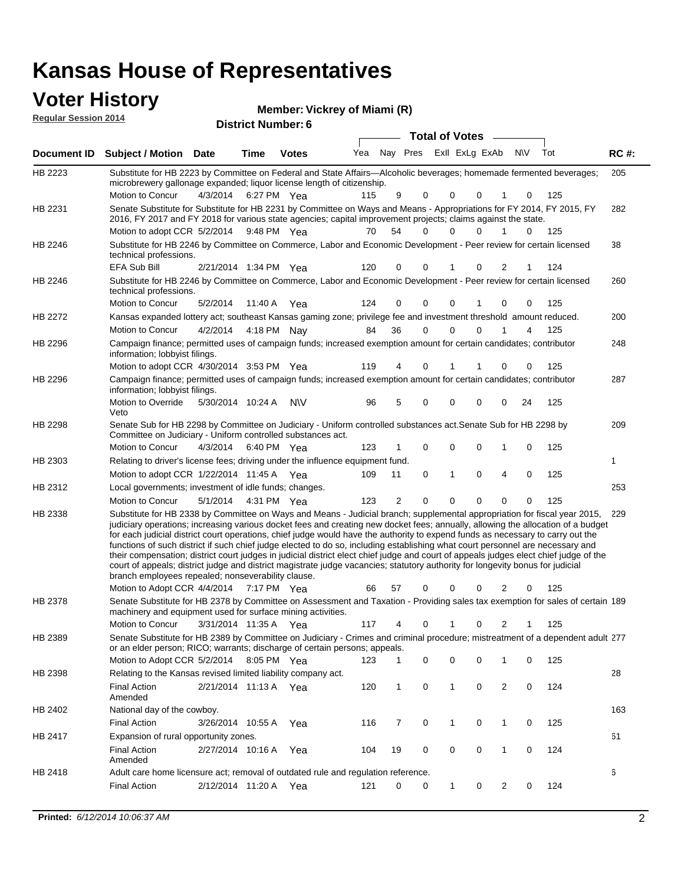# Kansas House of Representatives

## Voter History

**Regular Session 2014**

**Member: Vickrey of Miami (R)**

**District Number: 6**

| Document ID | Subject / Motion | Date | Time | Votes | Yea | Nay | Pres | ExII | ExLg | ExAb | N\V | Tot | RC #: |
|---|---|---|---|---|---|---|---|---|---|---|---|---|---|
| HB 2223 | Substitute for HB 2223 by Committee on Federal and State Affairs—Alcoholic beverages; homemade fermented beverages; microbrewery gallonage expanded; liquor license length of citizenship. | | | | | | | | | | | | 205 |
| | Motion to Concur | 4/3/2014 | 6:27 PM | Yea | 115 | 9 | 0 | 0 | 0 | 1 | 0 | 125 | |
| HB 2231 | Senate Substitute for Substitute for HB 2231 by Committee on Ways and Means - Appropriations for FY 2014, FY 2015, FY 2016, FY 2017 and FY 2018 for various state agencies; capital improvement projects; claims against the state. | | | | | | | | | | | | 282 |
| | Motion to adopt CCR | 5/2/2014 | 9:48 PM | Yea | 70 | 54 | 0 | 0 | 0 | 1 | 0 | 125 | |
| HB 2246 | Substitute for HB 2246 by Committee on Commerce, Labor and Economic Development - Peer review for certain licensed technical professions. | | | | | | | | | | | | 38 |
| | EFA Sub Bill | 2/21/2014 | 1:34 PM | Yea | 120 | 0 | 0 | 1 | 0 | 2 | 1 | 124 | |
| HB 2246 | Substitute for HB 2246 by Committee on Commerce, Labor and Economic Development - Peer review for certain licensed technical professions. | | | | | | | | | | | | 260 |
| | Motion to Concur | 5/2/2014 | 11:40 A | Yea | 124 | 0 | 0 | 0 | 1 | 0 | 0 | 125 | |
| HB 2272 | Kansas expanded lottery act; southeast Kansas gaming zone; privilege fee and investment threshold amount reduced. | | | | | | | | | | | | 200 |
| | Motion to Concur | 4/2/2014 | 4:18 PM | Nay | 84 | 36 | 0 | 0 | 0 | 1 | 4 | 125 | |
| HB 2296 | Campaign finance; permitted uses of campaign funds; increased exemption amount for certain candidates; contributor information; lobbyist filings. | | | | | | | | | | | | 248 |
| | Motion to adopt CCR | 4/30/2014 | 3:53 PM | Yea | 119 | 4 | 0 | 1 | 1 | 0 | 0 | 125 | |
| HB 2296 | Campaign finance; permitted uses of campaign funds; increased exemption amount for certain candidates; contributor information; lobbyist filings. | | | | | | | | | | | | 287 |
| | Motion to Override Veto | 5/30/2014 | 10:24 A | N\V | 96 | 5 | 0 | 0 | 0 | 0 | 24 | 125 | |
| HB 2298 | Senate Sub for HB 2298 by Committee on Judiciary - Uniform controlled substances act.Senate Sub for HB 2298 by Committee on Judiciary - Uniform controlled substances act. | | | | | | | | | | | | 209 |
| | Motion to Concur | 4/3/2014 | 6:40 PM | Yea | 123 | 1 | 0 | 0 | 0 | 1 | 0 | 125 | |
| HB 2303 | Relating to driver's license fees; driving under the influence equipment fund. | | | | | | | | | | | | 1 |
| | Motion to adopt CCR | 1/22/2014 | 11:45 A | Yea | 109 | 11 | 0 | 1 | 0 | 4 | 0 | 125 | |
| HB 2312 | Local governments; investment of idle funds; changes. | | | | | | | | | | | | 253 |
| | Motion to Concur | 5/1/2014 | 4:31 PM | Yea | 123 | 2 | 0 | 0 | 0 | 0 | 0 | 125 | |
| HB 2338 | Substitute for HB 2338 by Committee on Ways and Means - Judicial branch; supplemental appropriation for fiscal year 2015, judiciary operations; increasing various docket fees and creating new docket fees; annually, allowing the allocation of a budget for each judicial district court operations, chief judge would have the authority to expend funds as necessary to carry out the functions of such district if such chief judge elected to do so, including establishing what court personnel are necessary and their compensation; district court judges in judicial district elect chief judge and court of appeals judges elect chief judge of the court of appeals; district judge and district magistrate judge vacancies; statutory authority for longevity bonus for judicial branch employees repealed; nonseverability clause. | | | | | | | | | | | | 229 |
| | Motion to Adopt CCR | 4/4/2014 | 7:17 PM | Yea | 66 | 57 | 0 | 0 | 0 | 2 | 0 | 125 | |
| HB 2378 | Senate Substitute for HB 2378 by Committee on Assessment and Taxation - Providing sales tax exemption for sales of certain machinery and equipment used for surface mining activities. | | | | | | | | | | | | 189 |
| | Motion to Concur | 3/31/2014 | 11:35 A | Yea | 117 | 4 | 0 | 1 | 0 | 2 | 1 | 125 | |
| HB 2389 | Senate Substitute for HB 2389 by Committee on Judiciary - Crimes and criminal procedure; mistreatment of a dependent adult or an elder person; RICO; warrants; discharge of certain persons; appeals. | | | | | | | | | | | | 277 |
| | Motion to Adopt CCR | 5/2/2014 | 8:05 PM | Yea | 123 | 1 | 0 | 0 | 0 | 1 | 0 | 125 | |
| HB 2398 | Relating to the Kansas revised limited liability company act. | | | | | | | | | | | | 28 |
| | Final Action Amended | 2/21/2014 | 11:13 A | Yea | 120 | 1 | 0 | 1 | 0 | 2 | 0 | 124 | |
| HB 2402 | National day of the cowboy. | | | | | | | | | | | | 163 |
| | Final Action | 3/26/2014 | 10:55 A | Yea | 116 | 7 | 0 | 1 | 0 | 1 | 0 | 125 | |
| HB 2417 | Expansion of rural opportunity zones. | | | | | | | | | | | | 61 |
| | Final Action Amended | 2/27/2014 | 10:16 A | Yea | 104 | 19 | 0 | 0 | 0 | 1 | 0 | 124 | |
| HB 2418 | Adult care home licensure act; removal of outdated rule and regulation reference. | | | | | | | | | | | | 6 |
| | Final Action | 2/12/2014 | 11:20 A | Yea | 121 | 0 | 0 | 1 | 0 | 2 | 0 | 124 | |

**Printed:** *6/12/2014 10:06:37 AM*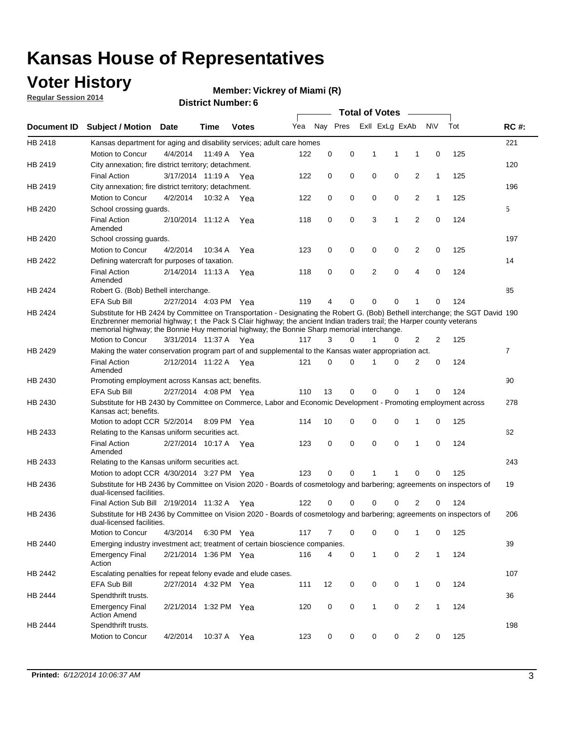# Kansas House of Representatives

## Voter History

**Regular Session 2014**

**Member: Vickrey of Miami (R)**

**District Number: 6**

| Document ID | Subject / Motion | Date | Time | Votes | Yea | Nay | Pres | ExII | ExLg | ExAb | N\V | Tot | RC #: |
|---|---|---|---|---|---|---|---|---|---|---|---|---|---|
| HB 2418 | Kansas department for aging and disability services; adult care homes | | | | | | | | | | | | 221 |
| | Motion to Concur | 4/4/2014 | 11:49 A | Yea | 122 | 0 | 0 | 1 | 1 | 1 | 0 | 125 | |
| HB 2419 | City annexation; fire district territory; detachment. | | | | | | | | | | | | 120 |
| | Final Action | 3/17/2014 | 11:19 A | Yea | 122 | 0 | 0 | 0 | 0 | 2 | 1 | 125 | |
| HB 2419 | City annexation; fire district territory; detachment. | | | | | | | | | | | | 196 |
| | Motion to Concur | 4/2/2014 | 10:32 A | Yea | 122 | 0 | 0 | 0 | 0 | 2 | 1 | 125 | |
| HB 2420 | School crossing guards. | | | | | | | | | | | | 5 |
| | Final Action Amended | 2/10/2014 | 11:12 A | Yea | 118 | 0 | 0 | 3 | 1 | 2 | 0 | 124 | |
| HB 2420 | School crossing guards. | | | | | | | | | | | | 197 |
| | Motion to Concur | 4/2/2014 | 10:34 A | Yea | 123 | 0 | 0 | 0 | 0 | 2 | 0 | 125 | |
| HB 2422 | Defining watercraft for purposes of taxation. | | | | | | | | | | | | 14 |
| | Final Action Amended | 2/14/2014 | 11:13 A | Yea | 118 | 0 | 0 | 2 | 0 | 4 | 0 | 124 | |
| HB 2424 | Robert G. (Bob) Bethell interchange. | | | | | | | | | | | | 85 |
| | EFA Sub Bill | 2/27/2014 | 4:03 PM | Yea | 119 | 4 | 0 | 0 | 0 | 1 | 0 | 124 | |
| HB 2424 | Substitute for HB 2424 by Committee on Transportation - Designating the Robert G. (Bob) Bethell interchange; the SGT David Enzbrenner memorial highway; t the Pack S Clair highway; the ancient Indian traders trail; the Harper county veterans memorial highway; the Bonnie Huy memorial highway; the Bonnie Sharp memorial interchange. | | | | | | | | | | | | 190 |
| | Motion to Concur | 3/31/2014 | 11:37 A | Yea | 117 | 3 | 0 | 1 | 0 | 2 | 2 | 125 | |
| HB 2429 | Making the water conservation program part of and supplemental to the Kansas water appropriation act. | | | | | | | | | | | | 7 |
| | Final Action Amended | 2/12/2014 | 11:22 A | Yea | 121 | 0 | 0 | 1 | 0 | 2 | 0 | 124 | |
| HB 2430 | Promoting employment across Kansas act; benefits. | | | | | | | | | | | | 90 |
| | EFA Sub Bill | 2/27/2014 | 4:08 PM | Yea | 110 | 13 | 0 | 0 | 0 | 1 | 0 | 124 | |
| HB 2430 | Substitute for HB 2430 by Committee on Commerce, Labor and Economic Development - Promoting employment across Kansas act; benefits. | | | | | | | | | | | | 278 |
| | Motion to adopt CCR | 5/2/2014 | 8:09 PM | Yea | 114 | 10 | 0 | 0 | 0 | 1 | 0 | 125 | |
| HB 2433 | Relating to the Kansas uniform securities act. | | | | | | | | | | | | 62 |
| | Final Action Amended | 2/27/2014 | 10:17 A | Yea | 123 | 0 | 0 | 0 | 0 | 1 | 0 | 124 | |
| HB 2433 | Relating to the Kansas uniform securities act. | | | | | | | | | | | | 243 |
| | Motion to adopt CCR | 4/30/2014 | 3:27 PM | Yea | 123 | 0 | 0 | 1 | 1 | 0 | 0 | 125 | |
| HB 2436 | Substitute for HB 2436 by Committee on Vision 2020 - Boards of cosmetology and barbering; agreements on inspectors of dual-licensed facilities. | | | | | | | | | | | | 19 |
| | Final Action Sub Bill | 2/19/2014 | 11:32 A | Yea | 122 | 0 | 0 | 0 | 0 | 2 | 0 | 124 | |
| HB 2436 | Substitute for HB 2436 by Committee on Vision 2020 - Boards of cosmetology and barbering; agreements on inspectors of dual-licensed facilities. | | | | | | | | | | | | 206 |
| | Motion to Concur | 4/3/2014 | 6:30 PM | Yea | 117 | 7 | 0 | 0 | 0 | 1 | 0 | 125 | |
| HB 2440 | Emerging industry investment act; treatment of certain bioscience companies. | | | | | | | | | | | | 39 |
| | Emergency Final Action | 2/21/2014 | 1:36 PM | Yea | 116 | 4 | 0 | 1 | 0 | 2 | 1 | 124 | |
| HB 2442 | Escalating penalties for repeat felony evade and elude cases. | | | | | | | | | | | | 107 |
| | EFA Sub Bill | 2/27/2014 | 4:32 PM | Yea | 111 | 12 | 0 | 0 | 0 | 1 | 0 | 124 | |
| HB 2444 | Spendthrift trusts. | | | | | | | | | | | | 36 |
| | Emergency Final Action Amend | 2/21/2014 | 1:32 PM | Yea | 120 | 0 | 0 | 1 | 0 | 2 | 1 | 124 | |
| HB 2444 | Spendthrift trusts. | | | | | | | | | | | | 198 |
| | Motion to Concur | 4/2/2014 | 10:37 A | Yea | 123 | 0 | 0 | 0 | 0 | 2 | 0 | 125 | |

**Printed:** *6/12/2014 10:06:37 AM*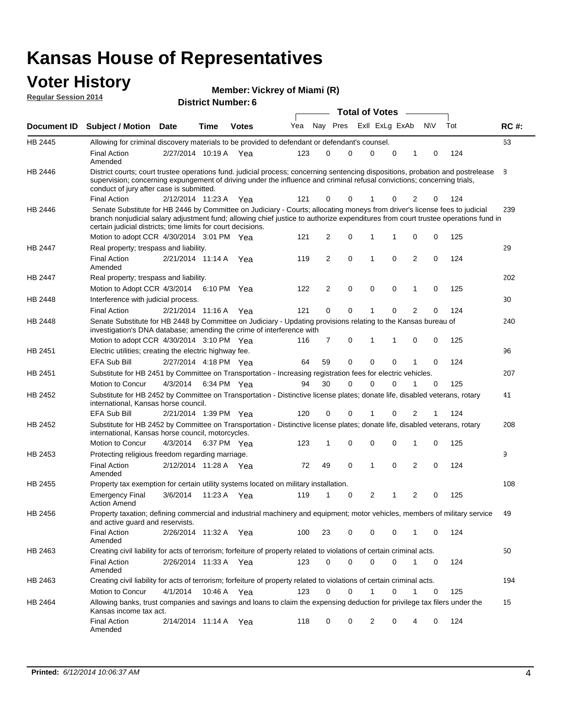# Kansas House of Representatives

## Voter History

**Regular Session 2014**

**Member: Vickrey of Miami (R)**

**District Number: 6**

| Document ID | Subject / Motion | Date | Time | Votes | Yea | Nay | Pres | ExII | ExLg | ExAb | N\V | Tot | RC #: |
|---|---|---|---|---|---|---|---|---|---|---|---|---|---|
| HB 2445 | Allowing for criminal discovery materials to be provided to defendant or defendant's counsel. | | | | | | | | | | | | 63 |
| | Final Action Amended | 2/27/2014 | 10:19 A | Yea | 123 | 0 | 0 | 0 | 0 | 1 | 0 | 124 | |
| HB 2446 | District courts; court trustee operations fund. judicial process; concerning sentencing dispositions, probation and postrelease supervision; concerning expungement of driving under the influence and criminal refusal convictions; concerning trials, conduct of jury after case is submitted. | | | | | | | | | | | | 8 |
| | Final Action | 2/12/2014 | 11:23 A | Yea | 121 | 0 | 0 | 1 | 0 | 2 | 0 | 124 | |
| HB 2446 | Senate Substitute for HB 2446 by Committee on Judiciary - Courts; allocating moneys from driver's license fees to judicial branch nonjudicial salary adjustment fund; allowing chief justice to authorize expenditures from court trustee operations fund in certain judicial districts; time limits for court decisions. | | | | | | | | | | | | 239 |
| | Motion to adopt CCR | 4/30/2014 | 3:01 PM | Yea | 121 | 2 | 0 | 1 | 1 | 0 | 0 | 125 | |
| HB 2447 | Real property; trespass and liability. | | | | | | | | | | | | 29 |
| | Final Action Amended | 2/21/2014 | 11:14 A | Yea | 119 | 2 | 0 | 1 | 0 | 2 | 0 | 124 | |
| HB 2447 | Real property; trespass and liability. | | | | | | | | | | | | 202 |
| | Motion to Adopt CCR | 4/3/2014 | 6:10 PM | Yea | 122 | 2 | 0 | 0 | 0 | 1 | 0 | 125 | |
| HB 2448 | Interference with judicial process. | | | | | | | | | | | | 30 |
| | Final Action | 2/21/2014 | 11:16 A | Yea | 121 | 0 | 0 | 1 | 0 | 2 | 0 | 124 | |
| HB 2448 | Senate Substitute for HB 2448 by Committee on Judiciary - Updating provisions relating to the Kansas bureau of investigation's DNA database; amending the crime of interference with | | | | | | | | | | | | 240 |
| | Motion to adopt CCR | 4/30/2014 | 3:10 PM | Yea | 116 | 7 | 0 | 1 | 1 | 0 | 0 | 125 | |
| HB 2451 | Electric utilities; creating the electric highway fee. | | | | | | | | | | | | 96 |
| | EFA Sub Bill | 2/27/2014 | 4:18 PM | Yea | 64 | 59 | 0 | 0 | 0 | 1 | 0 | 124 | |
| HB 2451 | Substitute for HB 2451 by Committee on Transportation - Increasing registration fees for electric vehicles. | | | | | | | | | | | | 207 |
| | Motion to Concur | 4/3/2014 | 6:34 PM | Yea | 94 | 30 | 0 | 0 | 0 | 1 | 0 | 125 | |
| HB 2452 | Substitute for HB 2452 by Committee on Transportation - Distinctive license plates; donate life, disabled veterans, rotary international, Kansas horse council. | | | | | | | | | | | | 41 |
| | EFA Sub Bill | 2/21/2014 | 1:39 PM | Yea | 120 | 0 | 0 | 1 | 0 | 2 | 1 | 124 | |
| HB 2452 | Substitute for HB 2452 by Committee on Transportation - Distinctive license plates; donate life, disabled veterans, rotary international, Kansas horse council, motorcycles. | | | | | | | | | | | | 208 |
| | Motion to Concur | 4/3/2014 | 6:37 PM | Yea | 123 | 1 | 0 | 0 | 0 | 1 | 0 | 125 | |
| HB 2453 | Protecting religious freedom regarding marriage. | | | | | | | | | | | | 9 |
| | Final Action Amended | 2/12/2014 | 11:28 A | Yea | 72 | 49 | 0 | 1 | 0 | 2 | 0 | 124 | |
| HB 2455 | Property tax exemption for certain utility systems located on military installation. | | | | | | | | | | | | 108 |
| | Emergency Final Action Amend | 3/6/2014 | 11:23 A | Yea | 119 | 1 | 0 | 2 | 1 | 2 | 0 | 125 | |
| HB 2456 | Property taxation; defining commercial and industrial machinery and equipment; motor vehicles, members of military service and active guard and reservists. | | | | | | | | | | | | 49 |
| | Final Action Amended | 2/26/2014 | 11:32 A | Yea | 100 | 23 | 0 | 0 | 0 | 1 | 0 | 124 | |
| HB 2463 | Creating civil liability for acts of terrorism; forfeiture of property related to violations of certain criminal acts. | | | | | | | | | | | | 50 |
| | Final Action Amended | 2/26/2014 | 11:33 A | Yea | 123 | 0 | 0 | 0 | 0 | 1 | 0 | 124 | |
| HB 2463 | Creating civil liability for acts of terrorism; forfeiture of property related to violations of certain criminal acts. | | | | | | | | | | | | 194 |
| | Motion to Concur | 4/1/2014 | 10:46 A | Yea | 123 | 0 | 0 | 1 | 0 | 1 | 0 | 125 | |
| HB 2464 | Allowing banks, trust companies and savings and loans to claim the expensing deduction for privilege tax filers under the Kansas income tax act. | | | | | | | | | | | | 15 |
| | Final Action Amended | 2/14/2014 | 11:14 A | Yea | 118 | 0 | 0 | 2 | 0 | 4 | 0 | 124 | |

**Printed:** *6/12/2014 10:06:37 AM*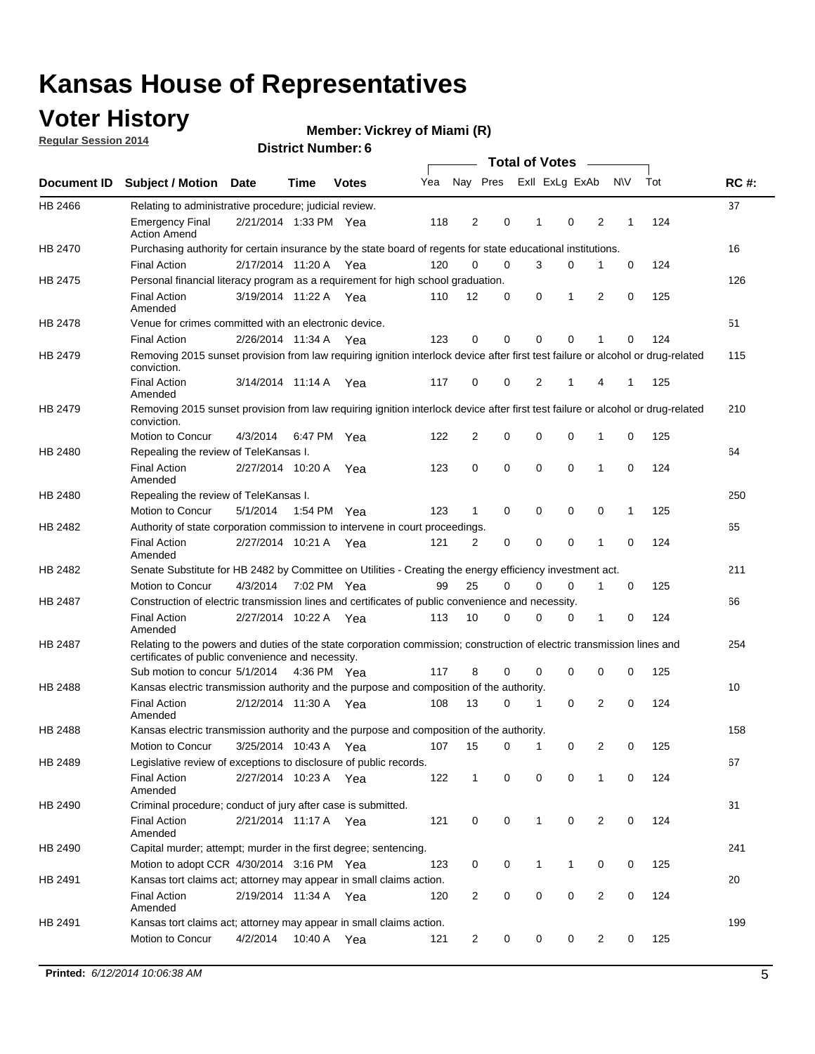# Kansas House of Representatives

## Voter History

**Regular Session 2014**

**Member: Vickrey of Miami (R)**

**District Number: 6**

| Document ID | Subject / Motion | Date | Time | Votes | Yea | Nay | Pres | ExII | ExLg | ExAb | N\V | Tot | RC #: |
|---|---|---|---|---|---|---|---|---|---|---|---|---|---|
| HB 2466 | Relating to administrative procedure; judicial review. | | | | | | | | | | | | 37 |
| | Emergency Final Action Amend | 2/21/2014 | 1:33 PM | Yea | 118 | 2 | 0 | 1 | 0 | 2 | 1 | 124 | |
| HB 2470 | Purchasing authority for certain insurance by the state board of regents for state educational institutions. | | | | | | | | | | | | 16 |
| | Final Action | 2/17/2014 | 11:20 A | Yea | 120 | 0 | 0 | 3 | 0 | 1 | 0 | 124 | |
| HB 2475 | Personal financial literacy program as a requirement for high school graduation. | | | | | | | | | | | | 126 |
| | Final Action Amended | 3/19/2014 | 11:22 A | Yea | 110 | 12 | 0 | 0 | 1 | 2 | 0 | 125 | |
| HB 2478 | Venue for crimes committed with an electronic device. | | | | | | | | | | | | 51 |
| | Final Action | 2/26/2014 | 11:34 A | Yea | 123 | 0 | 0 | 0 | 0 | 1 | 0 | 124 | |
| HB 2479 | Removing 2015 sunset provision from law requiring ignition interlock device after first test failure or alcohol or drug-related conviction. | | | | | | | | | | | | 115 |
| | Final Action Amended | 3/14/2014 | 11:14 A | Yea | 117 | 0 | 0 | 2 | 1 | 4 | 1 | 125 | |
| HB 2479 | Removing 2015 sunset provision from law requiring ignition interlock device after first test failure or alcohol or drug-related conviction. | | | | | | | | | | | | 210 |
| | Motion to Concur | 4/3/2014 | 6:47 PM | Yea | 122 | 2 | 0 | 0 | 0 | 1 | 0 | 125 | |
| HB 2480 | Repealing the review of TeleKansas I. | | | | | | | | | | | | 64 |
| | Final Action Amended | 2/27/2014 | 10:20 A | Yea | 123 | 0 | 0 | 0 | 0 | 1 | 0 | 124 | |
| HB 2480 | Repealing the review of TeleKansas I. | | | | | | | | | | | | 250 |
| | Motion to Concur | 5/1/2014 | 1:54 PM | Yea | 123 | 1 | 0 | 0 | 0 | 0 | 1 | 125 | |
| HB 2482 | Authority of state corporation commission to intervene in court proceedings. | | | | | | | | | | | | 65 |
| | Final Action Amended | 2/27/2014 | 10:21 A | Yea | 121 | 2 | 0 | 0 | 0 | 1 | 0 | 124 | |
| HB 2482 | Senate Substitute for HB 2482 by Committee on Utilities - Creating the energy efficiency investment act. | | | | | | | | | | | | 211 |
| | Motion to Concur | 4/3/2014 | 7:02 PM | Yea | 99 | 25 | 0 | 0 | 0 | 1 | 0 | 125 | |
| HB 2487 | Construction of electric transmission lines and certificates of public convenience and necessity. | | | | | | | | | | | | 66 |
| | Final Action Amended | 2/27/2014 | 10:22 A | Yea | 113 | 10 | 0 | 0 | 0 | 1 | 0 | 124 | |
| HB 2487 | Relating to the powers and duties of the state corporation commission; construction of electric transmission lines and certificates of public convenience and necessity. | | | | | | | | | | | | 254 |
| | Sub motion to concur | 5/1/2014 | 4:36 PM | Yea | 117 | 8 | 0 | 0 | 0 | 0 | 0 | 125 | |
| HB 2488 | Kansas electric transmission authority and the purpose and composition of the authority. | | | | | | | | | | | | 10 |
| | Final Action Amended | 2/12/2014 | 11:30 A | Yea | 108 | 13 | 0 | 1 | 0 | 2 | 0 | 124 | |
| HB 2488 | Kansas electric transmission authority and the purpose and composition of the authority. | | | | | | | | | | | | 158 |
| | Motion to Concur | 3/25/2014 | 10:43 A | Yea | 107 | 15 | 0 | 1 | 0 | 2 | 0 | 125 | |
| HB 2489 | Legislative review of exceptions to disclosure of public records. | | | | | | | | | | | | 67 |
| | Final Action Amended | 2/27/2014 | 10:23 A | Yea | 122 | 1 | 0 | 0 | 0 | 1 | 0 | 124 | |
| HB 2490 | Criminal procedure; conduct of jury after case is submitted. | | | | | | | | | | | | 31 |
| | Final Action Amended | 2/21/2014 | 11:17 A | Yea | 121 | 0 | 0 | 1 | 0 | 2 | 0 | 124 | |
| HB 2490 | Capital murder; attempt; murder in the first degree; sentencing. | | | | | | | | | | | | 241 |
| | Motion to adopt CCR | 4/30/2014 | 3:16 PM | Yea | 123 | 0 | 0 | 1 | 1 | 0 | 0 | 125 | |
| HB 2491 | Kansas tort claims act; attorney may appear in small claims action. | | | | | | | | | | | | 20 |
| | Final Action Amended | 2/19/2014 | 11:34 A | Yea | 120 | 2 | 0 | 0 | 0 | 2 | 0 | 124 | |
| HB 2491 | Kansas tort claims act; attorney may appear in small claims action. | | | | | | | | | | | | 199 |
| | Motion to Concur | 4/2/2014 | 10:40 A | Yea | 121 | 2 | 0 | 0 | 0 | 2 | 0 | 125 | |

**Printed:** *6/12/2014 10:06:38 AM*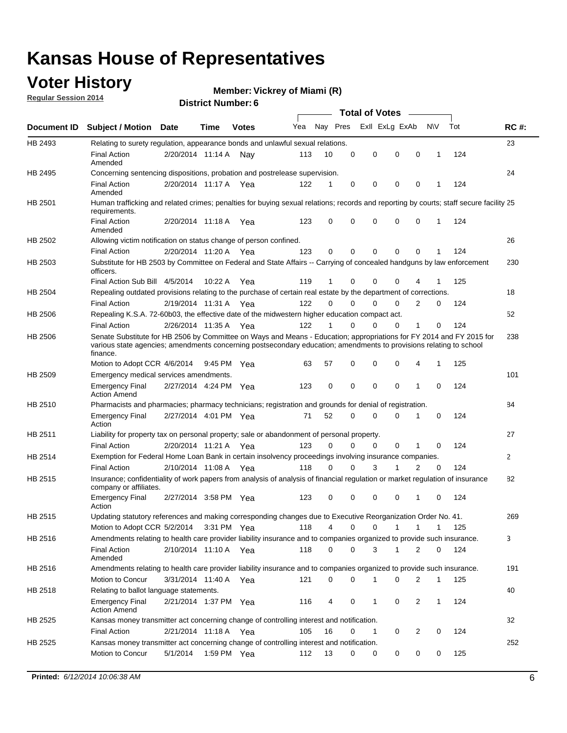# Kansas House of Representatives

## Voter History

**Regular Session 2014**

**Member: Vickrey of Miami (R)**

**District Number: 6**

| Document ID | Subject / Motion | Date | Time | Votes | Yea | Nay | Pres | ExII | ExLg | ExAb | N\V | Tot | RC #: |
|---|---|---|---|---|---|---|---|---|---|---|---|---|---|
| HB 2493 | Relating to surety regulation, appearance bonds and unlawful sexual relations. | | | | | | | | | | | | 23 |
| | Final Action Amended | 2/20/2014 | 11:14 A | Nay | 113 | 10 | 0 | 0 | 0 | 0 | 1 | 124 | |
| HB 2495 | Concerning sentencing dispositions, probation and postrelease supervision. | | | | | | | | | | | | 24 |
| | Final Action Amended | 2/20/2014 | 11:17 A | Yea | 122 | 1 | 0 | 0 | 0 | 0 | 1 | 124 | |
| HB 2501 | Human trafficking and related crimes; penalties for buying sexual relations; records and reporting by courts; staff secure facility requirements. | | | | | | | | | | | | 25 |
| | Final Action Amended | 2/20/2014 | 11:18 A | Yea | 123 | 0 | 0 | 0 | 0 | 0 | 1 | 124 | |
| HB 2502 | Allowing victim notification on status change of person confined. | | | | | | | | | | | | 26 |
| | Final Action | 2/20/2014 | 11:20 A | Yea | 123 | 0 | 0 | 0 | 0 | 0 | 1 | 124 | |
| HB 2503 | Substitute for HB 2503 by Committee on Federal and State Affairs -- Carrying of concealed handguns by law enforcement officers. | | | | | | | | | | | | 230 |
| | Final Action Sub Bill | 4/5/2014 | 10:22 A | Yea | 119 | 1 | 0 | 0 | 0 | 4 | 1 | 125 | |
| HB 2504 | Repealing outdated provisions relating to the purchase of certain real estate by the department of corrections. | | | | | | | | | | | | 18 |
| | Final Action | 2/19/2014 | 11:31 A | Yea | 122 | 0 | 0 | 0 | 0 | 2 | 0 | 124 | |
| HB 2506 | Repealing K.S.A. 72-60b03, the effective date of the midwestern higher education compact act. | | | | | | | | | | | | 52 |
| | Final Action | 2/26/2014 | 11:35 A | Yea | 122 | 1 | 0 | 0 | 0 | 1 | 0 | 124 | |
| HB 2506 | Senate Substitute for HB 2506 by Committee on Ways and Means - Education; appropriations for FY 2014 and FY 2015 for various state agencies; amendments concerning postsecondary education; amendments to provisions relating to school finance. | | | | | | | | | | | | 238 |
| | Motion to Adopt CCR | 4/6/2014 | 9:45 PM | Yea | 63 | 57 | 0 | 0 | 0 | 4 | 1 | 125 | |
| HB 2509 | Emergency medical services amendments. | | | | | | | | | | | | 101 |
| | Emergency Final Action Amend | 2/27/2014 | 4:24 PM | Yea | 123 | 0 | 0 | 0 | 0 | 1 | 0 | 124 | |
| HB 2510 | Pharmacists and pharmacies; pharmacy technicians; registration and grounds for denial of registration. | | | | | | | | | | | | 84 |
| | Emergency Final Action | 2/27/2014 | 4:01 PM | Yea | 71 | 52 | 0 | 0 | 0 | 1 | 0 | 124 | |
| HB 2511 | Liability for property tax on personal property; sale or abandonment of personal property. | | | | | | | | | | | | 27 |
| | Final Action | 2/20/2014 | 11:21 A | Yea | 123 | 0 | 0 | 0 | 0 | 1 | 0 | 124 | |
| HB 2514 | Exemption for Federal Home Loan Bank in certain insolvency proceedings involving insurance companies. | | | | | | | | | | | | 2 |
| | Final Action | 2/10/2014 | 11:08 A | Yea | 118 | 0 | 0 | 3 | 1 | 2 | 0 | 124 | |
| HB 2515 | Insurance; confidentiality of work papers from analysis of analysis of financial regulation or market regulation of insurance company or affiliates. | | | | | | | | | | | | 82 |
| | Emergency Final Action | 2/27/2014 | 3:58 PM | Yea | 123 | 0 | 0 | 0 | 0 | 1 | 0 | 124 | |
| HB 2515 | Updating statutory references and making corresponding changes due to Executive Reorganization Order No. 41. | | | | | | | | | | | | 269 |
| | Motion to Adopt CCR | 5/2/2014 | 3:31 PM | Yea | 118 | 4 | 0 | 0 | 1 | 1 | 1 | 125 | |
| HB 2516 | Amendments relating to health care provider liability insurance and to companies organized to provide such insurance. | | | | | | | | | | | | 3 |
| | Final Action Amended | 2/10/2014 | 11:10 A | Yea | 118 | 0 | 0 | 3 | 1 | 2 | 0 | 124 | |
| HB 2516 | Amendments relating to health care provider liability insurance and to companies organized to provide such insurance. | | | | | | | | | | | | 191 |
| | Motion to Concur | 3/31/2014 | 11:40 A | Yea | 121 | 0 | 0 | 1 | 0 | 2 | 1 | 125 | |
| HB 2518 | Relating to ballot language statements. | | | | | | | | | | | | 40 |
| | Emergency Final Action Amend | 2/21/2014 | 1:37 PM | Yea | 116 | 4 | 0 | 1 | 0 | 2 | 1 | 124 | |
| HB 2525 | Kansas money transmitter act concerning change of controlling interest and notification. | | | | | | | | | | | | 32 |
| | Final Action | 2/21/2014 | 11:18 A | Yea | 105 | 16 | 0 | 1 | 0 | 2 | 0 | 124 | |
| HB 2525 | Kansas money transmitter act concerning change of controlling interest and notification. | | | | | | | | | | | | 252 |
| | Motion to Concur | 5/1/2014 | 1:59 PM | Yea | 112 | 13 | 0 | 0 | 0 | 0 | 0 | 125 | |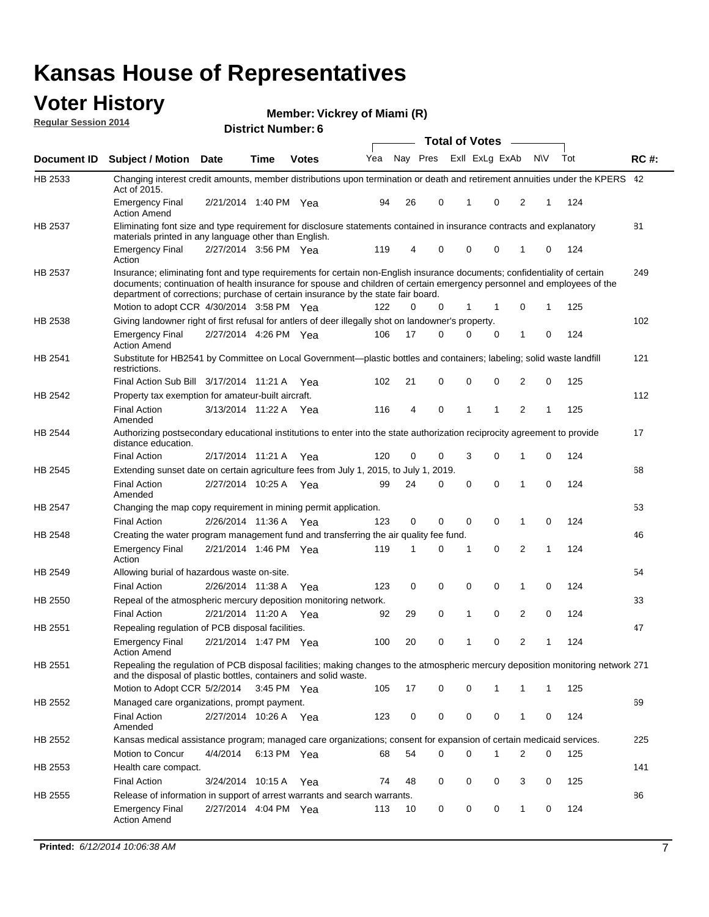# Kansas House of Representatives

## Voter History

**Regular Session 2014**

**Member: Vickrey of Miami (R)**

**District Number: 6**

| Document ID | Subject / Motion | Date | Time | Votes | Yea | Nay | Pres | ExII | ExLg | ExAb | N\V | Tot | RC #: |
|---|---|---|---|---|---|---|---|---|---|---|---|---|---|
| HB 2533 | Changing interest credit amounts, member distributions upon termination or death and retirement annuities under the KPERS Act of 2015. | | | | | | | | | | | | 42 |
| | Emergency Final Action Amend | 2/21/2014 | 1:40 PM | Yea | 94 | 26 | 0 | 1 | 0 | 2 | 1 | 124 | |
| HB 2537 | Eliminating font size and type requirement for disclosure statements contained in insurance contracts and explanatory materials printed in any language other than English. | | | | | | | | | | | | 81 |
| | Emergency Final Action | 2/27/2014 | 3:56 PM | Yea | 119 | 4 | 0 | 0 | 0 | 1 | 0 | 124 | |
| HB 2537 | Insurance; eliminating font and type requirements for certain non-English insurance documents; confidentiality of certain documents; continuation of health insurance for spouse and children of certain emergency personnel and employees of the department of corrections; purchase of certain insurance by the state fair board. | | | | | | | | | | | | 249 |
| | Motion to adopt CCR | 4/30/2014 | 3:58 PM | Yea | 122 | 0 | 0 | 1 | 1 | 0 | 1 | 125 | |
| HB 2538 | Giving landowner right of first refusal for antlers of deer illegally shot on landowner's property. | | | | | | | | | | | | 102 |
| | Emergency Final Action Amend | 2/27/2014 | 4:26 PM | Yea | 106 | 17 | 0 | 0 | 0 | 1 | 0 | 124 | |
| HB 2541 | Substitute for HB2541 by Committee on Local Government—plastic bottles and containers; labeling; solid waste landfill restrictions. | | | | | | | | | | | | 121 |
| | Final Action Sub Bill | 3/17/2014 | 11:21 A | Yea | 102 | 21 | 0 | 0 | 0 | 2 | 0 | 125 | |
| HB 2542 | Property tax exemption for amateur-built aircraft. | | | | | | | | | | | | 112 |
| | Final Action Amended | 3/13/2014 | 11:22 A | Yea | 116 | 4 | 0 | 1 | 1 | 2 | 1 | 125 | |
| HB 2544 | Authorizing postsecondary educational institutions to enter into the state authorization reciprocity agreement to provide distance education. | | | | | | | | | | | | 17 |
| | Final Action | 2/17/2014 | 11:21 A | Yea | 120 | 0 | 0 | 3 | 0 | 1 | 0 | 124 | |
| HB 2545 | Extending sunset date on certain agriculture fees from July 1, 2015, to July 1, 2019. | | | | | | | | | | | | 68 |
| | Final Action Amended | 2/27/2014 | 10:25 A | Yea | 99 | 24 | 0 | 0 | 0 | 1 | 0 | 124 | |
| HB 2547 | Changing the map copy requirement in mining permit application. | | | | | | | | | | | | 53 |
| | Final Action | 2/26/2014 | 11:36 A | Yea | 123 | 0 | 0 | 0 | 0 | 1 | 0 | 124 | |
| HB 2548 | Creating the water program management fund and transferring the air quality fee fund. | | | | | | | | | | | | 46 |
| | Emergency Final Action | 2/21/2014 | 1:46 PM | Yea | 119 | 1 | 0 | 1 | 0 | 2 | 1 | 124 | |
| HB 2549 | Allowing burial of hazardous waste on-site. | | | | | | | | | | | | 54 |
| | Final Action | 2/26/2014 | 11:38 A | Yea | 123 | 0 | 0 | 0 | 0 | 1 | 0 | 124 | |
| HB 2550 | Repeal of the atmospheric mercury deposition monitoring network. | | | | | | | | | | | | 33 |
| | Final Action | 2/21/2014 | 11:20 A | Yea | 92 | 29 | 0 | 1 | 0 | 2 | 0 | 124 | |
| HB 2551 | Repealing regulation of PCB disposal facilities. | | | | | | | | | | | | 47 |
| | Emergency Final Action Amend | 2/21/2014 | 1:47 PM | Yea | 100 | 20 | 0 | 1 | 0 | 2 | 1 | 124 | |
| HB 2551 | Repealing the regulation of PCB disposal facilities; making changes to the atmospheric mercury deposition monitoring network and the disposal of plastic bottles, containers and solid waste. | | | | | | | | | | | | 271 |
| | Motion to Adopt CCR | 5/2/2014 | 3:45 PM | Yea | 105 | 17 | 0 | 0 | 1 | 1 | 1 | 125 | |
| HB 2552 | Managed care organizations, prompt payment. | | | | | | | | | | | | 69 |
| | Final Action Amended | 2/27/2014 | 10:26 A | Yea | 123 | 0 | 0 | 0 | 0 | 1 | 0 | 124 | |
| HB 2552 | Kansas medical assistance program; managed care organizations; consent for expansion of certain medicaid services. | | | | | | | | | | | | 225 |
| | Motion to Concur | 4/4/2014 | 6:13 PM | Yea | 68 | 54 | 0 | 0 | 1 | 2 | 0 | 125 | |
| HB 2553 | Health care compact. | | | | | | | | | | | | 141 |
| | Final Action | 3/24/2014 | 10:15 A | Yea | 74 | 48 | 0 | 0 | 0 | 3 | 0 | 125 | |
| HB 2555 | Release of information in support of arrest warrants and search warrants. | | | | | | | | | | | | 86 |
| | Emergency Final Action Amend | 2/27/2014 | 4:04 PM | Yea | 113 | 10 | 0 | 0 | 0 | 1 | 0 | 124 | |

**Printed:** *6/12/2014 10:06:38 AM*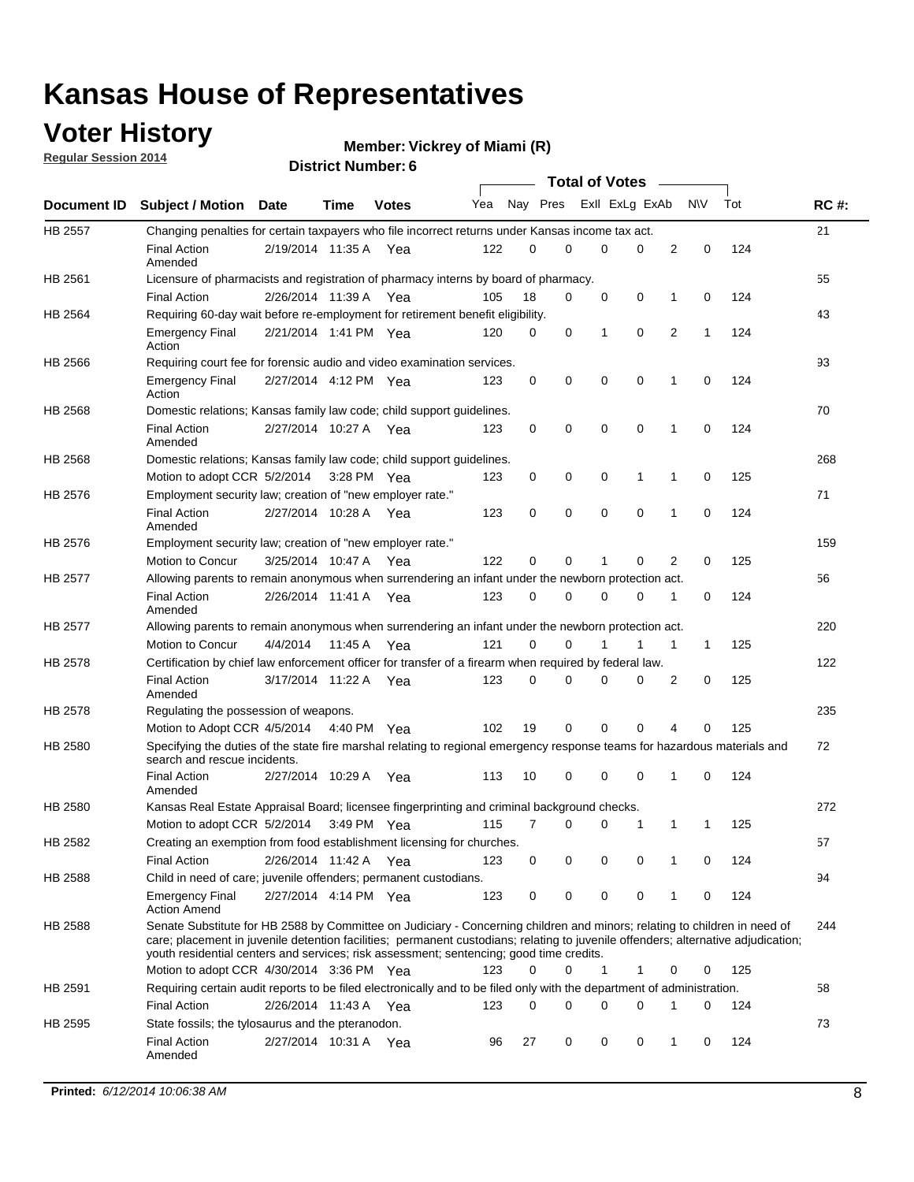# Kansas House of Representatives

## Voter History

**Regular Session 2014**

**Member: Vickrey of Miami (R)**

**District Number: 6**

| Document ID | Subject / Motion | Date | Time | Votes | Yea | Nay | Pres | ExII | ExLg | ExAb | N\V | Tot | RC #: |
|---|---|---|---|---|---|---|---|---|---|---|---|---|---|
| HB 2557 | Changing penalties for certain taxpayers who file incorrect returns under Kansas income tax act. | | | | | | | | | | | | 21 |
| | Final Action Amended | 2/19/2014 | 11:35 A | Yea | 122 | 0 | 0 | 0 | 0 | 2 | 0 | 124 | |
| HB 2561 | Licensure of pharmacists and registration of pharmacy interns by board of pharmacy. | | | | | | | | | | | | 55 |
| | Final Action | 2/26/2014 | 11:39 A | Yea | 105 | 18 | 0 | 0 | 0 | 1 | 0 | 124 | |
| HB 2564 | Requiring 60-day wait before re-employment for retirement benefit eligibility. | | | | | | | | | | | | 43 |
| | Emergency Final Action | 2/21/2014 | 1:41 PM | Yea | 120 | 0 | 0 | 1 | 0 | 2 | 1 | 124 | |
| HB 2566 | Requiring court fee for forensic audio and video examination services. | | | | | | | | | | | | 93 |
| | Emergency Final Action | 2/27/2014 | 4:12 PM | Yea | 123 | 0 | 0 | 0 | 0 | 1 | 0 | 124 | |
| HB 2568 | Domestic relations; Kansas family law code; child support guidelines. | | | | | | | | | | | | 70 |
| | Final Action Amended | 2/27/2014 | 10:27 A | Yea | 123 | 0 | 0 | 0 | 0 | 1 | 0 | 124 | |
| HB 2568 | Domestic relations; Kansas family law code; child support guidelines. | | | | | | | | | | | | 268 |
| | Motion to adopt CCR | 5/2/2014 | 3:28 PM | Yea | 123 | 0 | 0 | 0 | 1 | 1 | 0 | 125 | |
| HB 2576 | Employment security law; creation of "new employer rate." | | | | | | | | | | | | 71 |
| | Final Action Amended | 2/27/2014 | 10:28 A | Yea | 123 | 0 | 0 | 0 | 0 | 1 | 0 | 124 | |
| HB 2576 | Employment security law; creation of "new employer rate." | | | | | | | | | | | | 159 |
| | Motion to Concur | 3/25/2014 | 10:47 A | Yea | 122 | 0 | 0 | 1 | 0 | 2 | 0 | 125 | |
| HB 2577 | Allowing parents to remain anonymous when surrendering an infant under the newborn protection act. | | | | | | | | | | | | 56 |
| | Final Action Amended | 2/26/2014 | 11:41 A | Yea | 123 | 0 | 0 | 0 | 0 | 1 | 0 | 124 | |
| HB 2577 | Allowing parents to remain anonymous when surrendering an infant under the newborn protection act. | | | | | | | | | | | | 220 |
| | Motion to Concur | 4/4/2014 | 11:45 A | Yea | 121 | 0 | 0 | 1 | 1 | 1 | 1 | 125 | |
| HB 2578 | Certification by chief law enforcement officer for transfer of a firearm when required by federal law. | | | | | | | | | | | | 122 |
| | Final Action Amended | 3/17/2014 | 11:22 A | Yea | 123 | 0 | 0 | 0 | 0 | 2 | 0 | 125 | |
| HB 2578 | Regulating the possession of weapons. | | | | | | | | | | | | 235 |
| | Motion to Adopt CCR | 4/5/2014 | 4:40 PM | Yea | 102 | 19 | 0 | 0 | 0 | 4 | 0 | 125 | |
| HB 2580 | Specifying the duties of the state fire marshal relating to regional emergency response teams for hazardous materials and search and rescue incidents. | | | | | | | | | | | | 72 |
| | Final Action Amended | 2/27/2014 | 10:29 A | Yea | 113 | 10 | 0 | 0 | 0 | 1 | 0 | 124 | |
| HB 2580 | Kansas Real Estate Appraisal Board; licensee fingerprinting and criminal background checks. | | | | | | | | | | | | 272 |
| | Motion to adopt CCR | 5/2/2014 | 3:49 PM | Yea | 115 | 7 | 0 | 0 | 1 | 1 | 1 | 125 | |
| HB 2582 | Creating an exemption from food establishment licensing for churches. | | | | | | | | | | | | 57 |
| | Final Action | 2/26/2014 | 11:42 A | Yea | 123 | 0 | 0 | 0 | 0 | 1 | 0 | 124 | |
| HB 2588 | Child in need of care; juvenile offenders; permanent custodians. | | | | | | | | | | | | 94 |
| | Emergency Final Action Amend | 2/27/2014 | 4:14 PM | Yea | 123 | 0 | 0 | 0 | 0 | 1 | 0 | 124 | |
| HB 2588 | Senate Substitute for HB 2588 by Committee on Judiciary - Concerning children and minors; relating to children in need of care; placement in juvenile detention facilities; permanent custodians; relating to juvenile offenders; alternative adjudication; youth residential centers and services; risk assessment; sentencing; good time credits. | | | | | | | | | | | | 244 |
| | Motion to adopt CCR | 4/30/2014 | 3:36 PM | Yea | 123 | 0 | 0 | 1 | 1 | 0 | 0 | 125 | |
| HB 2591 | Requiring certain audit reports to be filed electronically and to be filed only with the department of administration. | | | | | | | | | | | | 58 |
| | Final Action | 2/26/2014 | 11:43 A | Yea | 123 | 0 | 0 | 0 | 0 | 1 | 0 | 124 | |
| HB 2595 | State fossils; the tylosaurus and the pteranodon. | | | | | | | | | | | | 73 |
| | Final Action Amended | 2/27/2014 | 10:31 A | Yea | 96 | 27 | 0 | 0 | 0 | 1 | 0 | 124 | |

**Printed:** *6/12/2014 10:06:38 AM*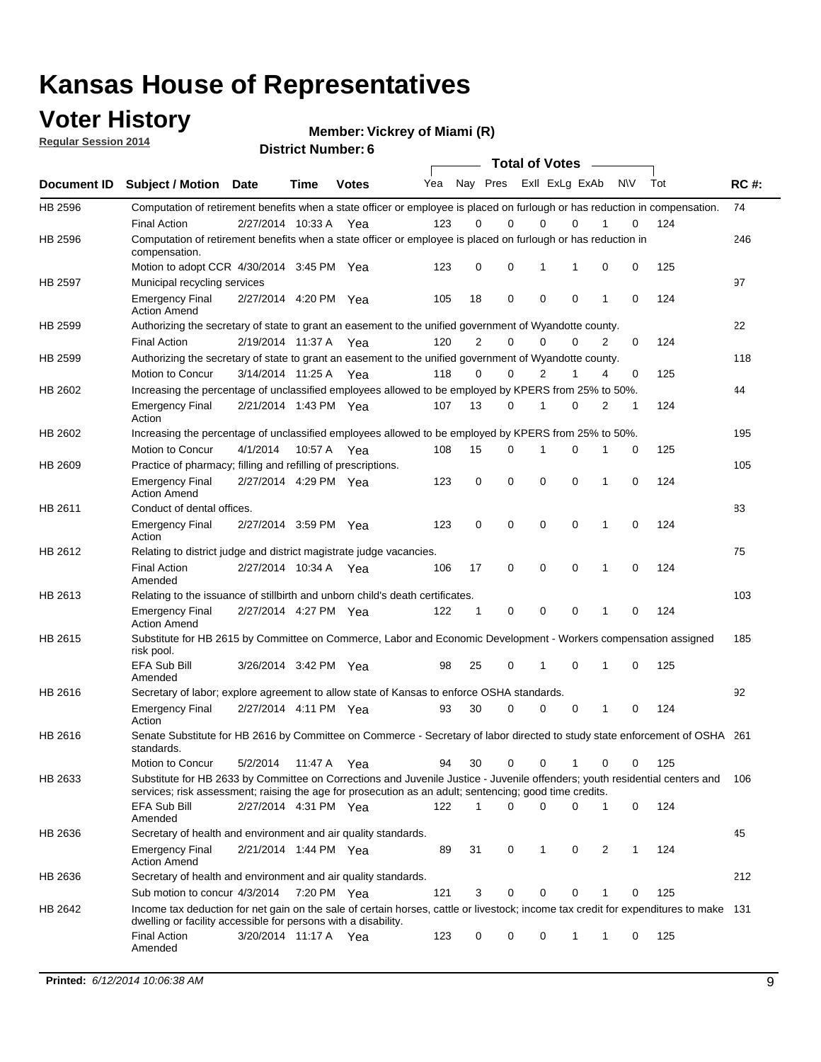# Kansas House of Representatives

## Voter History

**Regular Session 2014**

**Member: Vickrey of Miami (R)**

**District Number: 6**

| Document ID | Subject / Motion | Date | Time | Votes | Yea | Nay | Pres | ExII | ExLg | ExAb | N\V | Tot | RC #: |
|---|---|---|---|---|---|---|---|---|---|---|---|---|---|
| HB 2596 | Computation of retirement benefits when a state officer or employee is placed on furlough or has reduction in compensation. | | | | | | | | | | | | 74 |
| | Final Action | 2/27/2014 | 10:33 A | Yea | 123 | 0 | 0 | 0 | 0 | 1 | 0 | 124 | |
| HB 2596 | Computation of retirement benefits when a state officer or employee is placed on furlough or has reduction in compensation. | | | | | | | | | | | | 246 |
| | Motion to adopt CCR | 4/30/2014 | 3:45 PM | Yea | 123 | 0 | 0 | 1 | 1 | 0 | 0 | 125 | |
| HB 2597 | Municipal recycling services | | | | | | | | | | | | 97 |
| | Emergency Final Action Amend | 2/27/2014 | 4:20 PM | Yea | 105 | 18 | 0 | 0 | 0 | 1 | 0 | 124 | |
| HB 2599 | Authorizing the secretary of state to grant an easement to the unified government of Wyandotte county. | | | | | | | | | | | | 22 |
| | Final Action | 2/19/2014 | 11:37 A | Yea | 120 | 2 | 0 | 0 | 0 | 2 | 0 | 124 | |
| HB 2599 | Authorizing the secretary of state to grant an easement to the unified government of Wyandotte county. | | | | | | | | | | | | 118 |
| | Motion to Concur | 3/14/2014 | 11:25 A | Yea | 118 | 0 | 0 | 2 | 1 | 4 | 0 | 125 | |
| HB 2602 | Increasing the percentage of unclassified employees allowed to be employed by KPERS from 25% to 50%. | | | | | | | | | | | | 44 |
| | Emergency Final Action | 2/21/2014 | 1:43 PM | Yea | 107 | 13 | 0 | 1 | 0 | 2 | 1 | 124 | |
| HB 2602 | Increasing the percentage of unclassified employees allowed to be employed by KPERS from 25% to 50%. | | | | | | | | | | | | 195 |
| | Motion to Concur | 4/1/2014 | 10:57 A | Yea | 108 | 15 | 0 | 1 | 0 | 1 | 0 | 125 | |
| HB 2609 | Practice of pharmacy; filling and refilling of prescriptions. | | | | | | | | | | | | 105 |
| | Emergency Final Action Amend | 2/27/2014 | 4:29 PM | Yea | 123 | 0 | 0 | 0 | 0 | 1 | 0 | 124 | |
| HB 2611 | Conduct of dental offices. | | | | | | | | | | | | 83 |
| | Emergency Final Action | 2/27/2014 | 3:59 PM | Yea | 123 | 0 | 0 | 0 | 0 | 1 | 0 | 124 | |
| HB 2612 | Relating to district judge and district magistrate judge vacancies. | | | | | | | | | | | | 75 |
| | Final Action Amended | 2/27/2014 | 10:34 A | Yea | 106 | 17 | 0 | 0 | 0 | 1 | 0 | 124 | |
| HB 2613 | Relating to the issuance of stillbirth and unborn child's death certificates. | | | | | | | | | | | | 103 |
| | Emergency Final Action Amend | 2/27/2014 | 4:27 PM | Yea | 122 | 1 | 0 | 0 | 0 | 1 | 0 | 124 | |
| HB 2615 | Substitute for HB 2615 by Committee on Commerce, Labor and Economic Development - Workers compensation assigned risk pool. | | | | | | | | | | | | 185 |
| | EFA Sub Bill Amended | 3/26/2014 | 3:42 PM | Yea | 98 | 25 | 0 | 1 | 0 | 1 | 0 | 125 | |
| HB 2616 | Secretary of labor; explore agreement to allow state of Kansas to enforce OSHA standards. | | | | | | | | | | | | 92 |
| | Emergency Final Action | 2/27/2014 | 4:11 PM | Yea | 93 | 30 | 0 | 0 | 0 | 1 | 0 | 124 | |
| HB 2616 | Senate Substitute for HB 2616 by Committee on Commerce - Secretary of labor directed to study state enforcement of OSHA standards. | | | | | | | | | | | | 261 |
| | Motion to Concur | 5/2/2014 | 11:47 A | Yea | 94 | 30 | 0 | 0 | 1 | 0 | 0 | 125 | |
| HB 2633 | Substitute for HB 2633 by Committee on Corrections and Juvenile Justice - Juvenile offenders; youth residential centers and services; risk assessment; raising the age for prosecution as an adult; sentencing; good time credits. | | | | | | | | | | | | 106 |
| | EFA Sub Bill Amended | 2/27/2014 | 4:31 PM | Yea | 122 | 1 | 0 | 0 | 0 | 1 | 0 | 124 | |
| HB 2636 | Secretary of health and environment and air quality standards. | | | | | | | | | | | | 45 |
| | Emergency Final Action Amend | 2/21/2014 | 1:44 PM | Yea | 89 | 31 | 0 | 1 | 0 | 2 | 1 | 124 | |
| HB 2636 | Secretary of health and environment and air quality standards. | | | | | | | | | | | | 212 |
| | Sub motion to concur | 4/3/2014 | 7:20 PM | Yea | 121 | 3 | 0 | 0 | 0 | 1 | 0 | 125 | |
| HB 2642 | Income tax deduction for net gain on the sale of certain horses, cattle or livestock; income tax credit for expenditures to make dwelling or facility accessible for persons with a disability. | | | | | | | | | | | | 131 |
| | Final Action Amended | 3/20/2014 | 11:17 A | Yea | 123 | 0 | 0 | 0 | 1 | 1 | 0 | 125 | |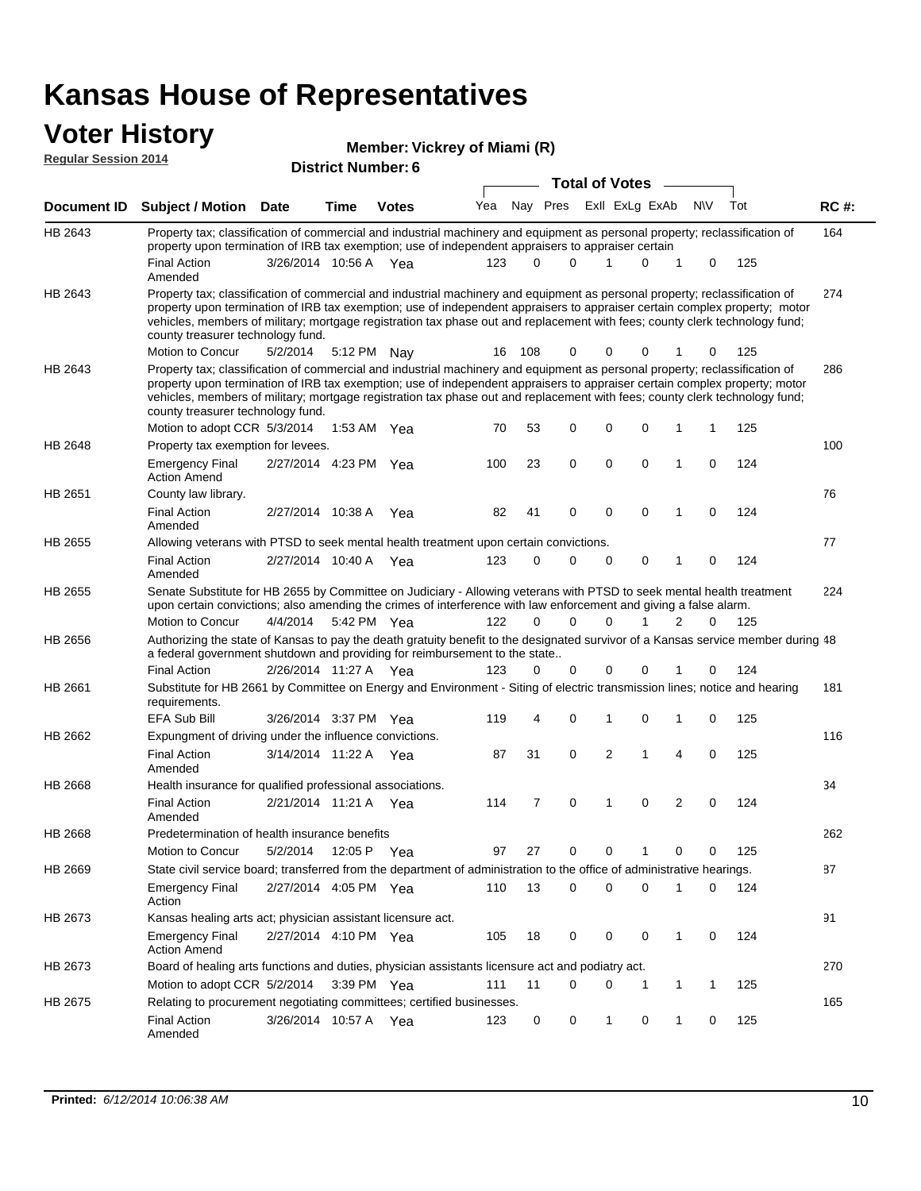# Kansas House of Representatives

## Voter History

**Regular Session 2014**

**Member: Vickrey of Miami (R)**

**District Number: 6**

| Document ID | Subject / Motion | Date | Time | Votes | Yea | Nay | Pres | ExII | ExLg | ExAb | N\V | Tot | RC #: |
|---|---|---|---|---|---|---|---|---|---|---|---|---|---|
| HB 2643 | Property tax; classification of commercial and industrial machinery and equipment as personal property; reclassification of property upon termination of IRB tax exemption; use of independent appraisers to appraiser certain | | | | | | | | | | | | 164 |
| | Final Action Amended | 3/26/2014 | 10:56 A | Yea | 123 | 0 | 0 | 1 | 0 | 1 | 0 | 125 | |
| HB 2643 | Property tax; classification of commercial and industrial machinery and equipment as personal property; reclassification of property upon termination of IRB tax exemption; use of independent appraisers to appraiser certain complex property; motor vehicles, members of military; mortgage registration tax phase out and replacement with fees; county clerk technology fund; county treasurer technology fund. | | | | | | | | | | | | 274 |
| | Motion to Concur | 5/2/2014 | 5:12 PM | Nay | 16 | 108 | 0 | 0 | 0 | 1 | 0 | 125 | |
| HB 2643 | Property tax; classification of commercial and industrial machinery and equipment as personal property; reclassification of property upon termination of IRB tax exemption; use of independent appraisers to appraiser certain complex property; motor vehicles, members of military; mortgage registration tax phase out and replacement with fees; county clerk technology fund; county treasurer technology fund. | | | | | | | | | | | | 286 |
| | Motion to adopt CCR | 5/3/2014 | 1:53 AM | Yea | 70 | 53 | 0 | 0 | 0 | 1 | 1 | 125 | |
| HB 2648 | Property tax exemption for levees. | | | | | | | | | | | | 100 |
| | Emergency Final Action Amend | 2/27/2014 | 4:23 PM | Yea | 100 | 23 | 0 | 0 | 0 | 1 | 0 | 124 | |
| HB 2651 | County law library. | | | | | | | | | | | | 76 |
| | Final Action Amended | 2/27/2014 | 10:38 A | Yea | 82 | 41 | 0 | 0 | 0 | 1 | 0 | 124 | |
| HB 2655 | Allowing veterans with PTSD to seek mental health treatment upon certain convictions. | | | | | | | | | | | | 77 |
| | Final Action Amended | 2/27/2014 | 10:40 A | Yea | 123 | 0 | 0 | 0 | 0 | 1 | 0 | 124 | |
| HB 2655 | Senate Substitute for HB 2655 by Committee on Judiciary - Allowing veterans with PTSD to seek mental health treatment upon certain convictions; also amending the crimes of interference with law enforcement and giving a false alarm. | | | | | | | | | | | | 224 |
| | Motion to Concur | 4/4/2014 | 5:42 PM | Yea | 122 | 0 | 0 | 0 | 1 | 2 | 0 | 125 | |
| HB 2656 | Authorizing the state of Kansas to pay the death gratuity benefit to the designated survivor of a Kansas service member during a federal government shutdown and providing for reimbursement to the state.. | | | | | | | | | | | | 48 |
| | Final Action | 2/26/2014 | 11:27 A | Yea | 123 | 0 | 0 | 0 | 0 | 1 | 0 | 124 | |
| HB 2661 | Substitute for HB 2661 by Committee on Energy and Environment - Siting of electric transmission lines; notice and hearing requirements. | | | | | | | | | | | | 181 |
| | EFA Sub Bill | 3/26/2014 | 3:37 PM | Yea | 119 | 4 | 0 | 1 | 0 | 1 | 0 | 125 | |
| HB 2662 | Expungment of driving under the influence convictions. | | | | | | | | | | | | 116 |
| | Final Action Amended | 3/14/2014 | 11:22 A | Yea | 87 | 31 | 0 | 2 | 1 | 4 | 0 | 125 | |
| HB 2668 | Health insurance for qualified professional associations. | | | | | | | | | | | | 34 |
| | Final Action Amended | 2/21/2014 | 11:21 A | Yea | 114 | 7 | 0 | 1 | 0 | 2 | 0 | 124 | |
| HB 2668 | Predetermination of health insurance benefits | | | | | | | | | | | | 262 |
| | Motion to Concur | 5/2/2014 | 12:05 P | Yea | 97 | 27 | 0 | 0 | 1 | 0 | 0 | 125 | |
| HB 2669 | State civil service board; transferred from the department of administration to the office of administrative hearings. | | | | | | | | | | | | 87 |
| | Emergency Final Action | 2/27/2014 | 4:05 PM | Yea | 110 | 13 | 0 | 0 | 0 | 1 | 0 | 124 | |
| HB 2673 | Kansas healing arts act; physician assistant licensure act. | | | | | | | | | | | | 91 |
| | Emergency Final Action Amend | 2/27/2014 | 4:10 PM | Yea | 105 | 18 | 0 | 0 | 0 | 1 | 0 | 124 | |
| HB 2673 | Board of healing arts functions and duties, physician assistants licensure act and podiatry act. | | | | | | | | | | | | 270 |
| | Motion to adopt CCR | 5/2/2014 | 3:39 PM | Yea | 111 | 11 | 0 | 0 | 1 | 1 | 1 | 125 | |
| HB 2675 | Relating to procurement negotiating committees; certified businesses. | | | | | | | | | | | | 165 |
| | Final Action Amended | 3/26/2014 | 10:57 A | Yea | 123 | 0 | 0 | 1 | 0 | 1 | 0 | 125 | |

**Printed:** *6/12/2014 10:06:38 AM*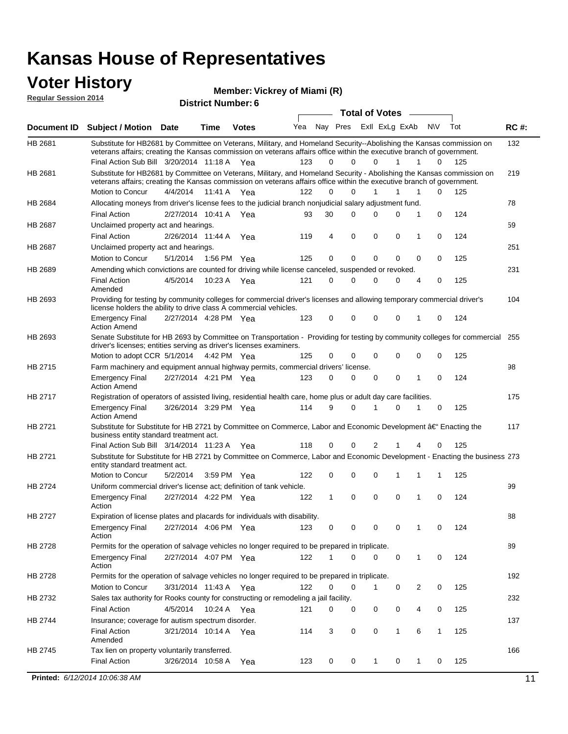# Kansas House of Representatives

## Voter History

**Regular Session 2014**

**Member: Vickrey of Miami (R)**

**District Number: 6**

| Document ID | Subject / Motion | Date | Time | Votes | Yea | Nay | Pres | ExII | ExLg | ExAb | N\V | Tot | RC #: |
|---|---|---|---|---|---|---|---|---|---|---|---|---|---|
| HB 2681 | Substitute for HB2681 by Committee on Veterans, Military, and Homeland Security--Abolishing the Kansas commission on veterans affairs; creating the Kansas commission on veterans affairs office within the executive branch of government. | | | | | | | | | | | | 132 |
| | Final Action Sub Bill | 3/20/2014 | 11:18 A | Yea | 123 | 0 | 0 | 0 | 1 | 1 | 0 | 125 | |
| HB 2681 | Substitute for HB2681 by Committee on Veterans, Military, and Homeland Security - Abolishing the Kansas commission on veterans affairs; creating the Kansas commission on veterans affairs office within the executive branch of government. | | | | | | | | | | | | 219 |
| | Motion to Concur | 4/4/2014 | 11:41 A | Yea | 122 | 0 | 0 | 1 | 1 | 1 | 0 | 125 | |
| HB 2684 | Allocating moneys from driver's license fees to the judicial branch nonjudicial salary adjustment fund. | | | | | | | | | | | | 78 |
| | Final Action | 2/27/2014 | 10:41 A | Yea | 93 | 30 | 0 | 0 | 0 | 1 | 0 | 124 | |
| HB 2687 | Unclaimed property act and hearings. | | | | | | | | | | | | 59 |
| | Final Action | 2/26/2014 | 11:44 A | Yea | 119 | 4 | 0 | 0 | 0 | 1 | 0 | 124 | |
| HB 2687 | Unclaimed property act and hearings. | | | | | | | | | | | | 251 |
| | Motion to Concur | 5/1/2014 | 1:56 PM | Yea | 125 | 0 | 0 | 0 | 0 | 0 | 0 | 125 | |
| HB 2689 | Amending which convictions are counted for driving while license canceled, suspended or revoked. | | | | | | | | | | | | 231 |
| | Final Action Amended | 4/5/2014 | 10:23 A | Yea | 121 | 0 | 0 | 0 | 0 | 4 | 0 | 125 | |
| HB 2693 | Providing for testing by community colleges for commercial driver's licenses and allowing temporary commercial driver's license holders the ability to drive class A commercial vehicles. | | | | | | | | | | | | 104 |
| | Emergency Final Action Amend | 2/27/2014 | 4:28 PM | Yea | 123 | 0 | 0 | 0 | 0 | 1 | 0 | 124 | |
| HB 2693 | Senate Substitute for HB 2693 by Committee on Transportation - Providing for testing by community colleges for commercial driver's licenses; entities serving as driver's licenses examiners. | | | | | | | | | | | | 255 |
| | Motion to adopt CCR | 5/1/2014 | 4:42 PM | Yea | 125 | 0 | 0 | 0 | 0 | 0 | 0 | 125 | |
| HB 2715 | Farm machinery and equipment annual highway permits, commercial drivers' license. | | | | | | | | | | | | 98 |
| | Emergency Final Action Amend | 2/27/2014 | 4:21 PM | Yea | 123 | 0 | 0 | 0 | 0 | 1 | 0 | 124 | |
| HB 2717 | Registration of operators of assisted living, residential health care, home plus or adult day care facilities. | | | | | | | | | | | | 175 |
| | Emergency Final Action Amend | 3/26/2014 | 3:29 PM | Yea | 114 | 9 | 0 | 1 | 0 | 1 | 0 | 125 | |
| HB 2721 | Substitute for Substitute for HB 2721 by Committee on Commerce, Labor and Economic Development â€“ Enacting the business entity standard treatment act. | | | | | | | | | | | | 117 |
| | Final Action Sub Bill | 3/14/2014 | 11:23 A | Yea | 118 | 0 | 0 | 2 | 1 | 4 | 0 | 125 | |
| HB 2721 | Substitute for Substitute for HB 2721 by Committee on Commerce, Labor and Economic Development - Enacting the business entity standard treatment act. | | | | | | | | | | | | 273 |
| | Motion to Concur | 5/2/2014 | 3:59 PM | Yea | 122 | 0 | 0 | 0 | 1 | 1 | 1 | 125 | |
| HB 2724 | Uniform commercial driver's license act; definition of tank vehicle. | | | | | | | | | | | | 99 |
| | Emergency Final Action | 2/27/2014 | 4:22 PM | Yea | 122 | 1 | 0 | 0 | 0 | 1 | 0 | 124 | |
| HB 2727 | Expiration of license plates and placards for individuals with disability. | | | | | | | | | | | | 88 |
| | Emergency Final Action | 2/27/2014 | 4:06 PM | Yea | 123 | 0 | 0 | 0 | 0 | 1 | 0 | 124 | |
| HB 2728 | Permits for the operation of salvage vehicles no longer required to be prepared in triplicate. | | | | | | | | | | | | 89 |
| | Emergency Final Action | 2/27/2014 | 4:07 PM | Yea | 122 | 1 | 0 | 0 | 0 | 1 | 0 | 124 | |
| HB 2728 | Permits for the operation of salvage vehicles no longer required to be prepared in triplicate. | | | | | | | | | | | | 192 |
| | Motion to Concur | 3/31/2014 | 11:43 A | Yea | 122 | 0 | 0 | 1 | 0 | 2 | 0 | 125 | |
| HB 2732 | Sales tax authority for Rooks county for constructing or remodeling a jail facility. | | | | | | | | | | | | 232 |
| | Final Action | 4/5/2014 | 10:24 A | Yea | 121 | 0 | 0 | 0 | 0 | 4 | 0 | 125 | |
| HB 2744 | Insurance; coverage for autism spectrum disorder. | | | | | | | | | | | | 137 |
| | Final Action Amended | 3/21/2014 | 10:14 A | Yea | 114 | 3 | 0 | 0 | 1 | 6 | 1 | 125 | |
| HB 2745 | Tax lien on property voluntarily transferred. | | | | | | | | | | | | 166 |
| | Final Action | 3/26/2014 | 10:58 A | Yea | 123 | 0 | 0 | 1 | 0 | 1 | 0 | 125 | |

**Printed:** *6/12/2014 10:06:38 AM*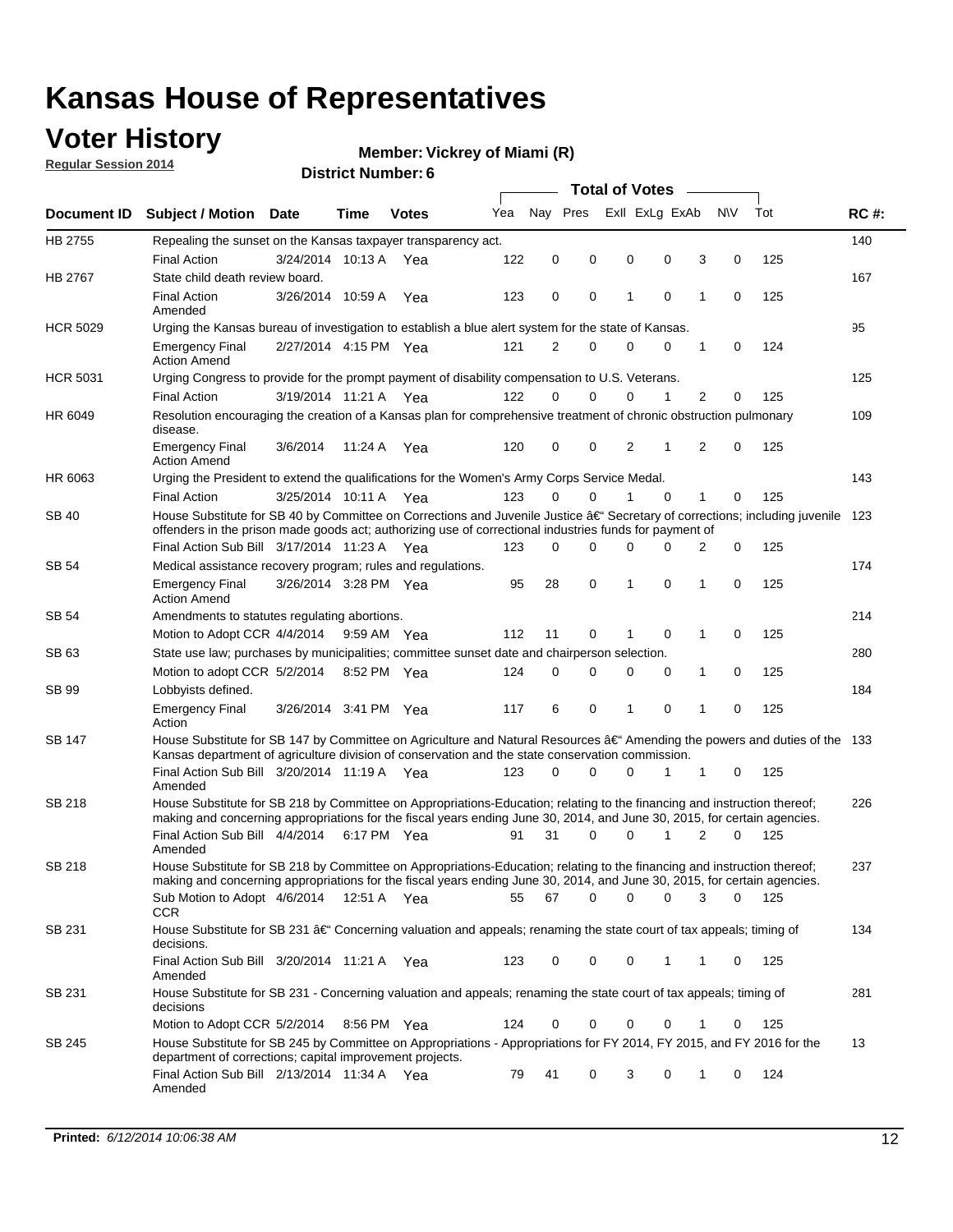# Kansas House of Representatives

## Voter History

**Regular Session 2014**

**Member: Vickrey of Miami (R)**

**District Number: 6**

| Document ID | Subject / Motion | Date | Time | Votes | Yea | Nay | Pres | ExII | ExLg | ExAb | N\V | Tot | RC #: |
|---|---|---|---|---|---|---|---|---|---|---|---|---|---|
| HB 2755 | Repealing the sunset on the Kansas taxpayer transparency act. | | | | | | | | | | | | 140 |
| | Final Action | 3/24/2014 | 10:13 A | Yea | 122 | 0 | 0 | 0 | 0 | 3 | 0 | 125 | |
| HB 2767 | State child death review board. | | | | | | | | | | | | 167 |
| | Final Action Amended | 3/26/2014 | 10:59 A | Yea | 123 | 0 | 0 | 1 | 0 | 1 | 0 | 125 | |
| HCR 5029 | Urging the Kansas bureau of investigation to establish a blue alert system for the state of Kansas. | | | | | | | | | | | | 95 |
| | Emergency Final Action Amend | 2/27/2014 | 4:15 PM | Yea | 121 | 2 | 0 | 0 | 0 | 1 | 0 | 124 | |
| HCR 5031 | Urging Congress to provide for the prompt payment of disability compensation to U.S. Veterans. | | | | | | | | | | | | 125 |
| | Final Action | 3/19/2014 | 11:21 A | Yea | 122 | 0 | 0 | 0 | 1 | 2 | 0 | 125 | |
| HR 6049 | Resolution encouraging the creation of a Kansas plan for comprehensive treatment of chronic obstruction pulmonary disease. | | | | | | | | | | | | 109 |
| | Emergency Final Action Amend | 3/6/2014 | 11:24 A | Yea | 120 | 0 | 0 | 2 | 1 | 2 | 0 | 125 | |
| HR 6063 | Urging the President to extend the qualifications for the Women's Army Corps Service Medal. | | | | | | | | | | | | 143 |
| | Final Action | 3/25/2014 | 10:11 A | Yea | 123 | 0 | 0 | 1 | 0 | 1 | 0 | 125 | |
| SB 40 | House Substitute for SB 40 by Committee on Corrections and Juvenile Justice â€“ Secretary of corrections; including juvenile offenders in the prison made goods act; authorizing use of correctional industries funds for payment of | | | | | | | | | | | | 123 |
| | Final Action Sub Bill | 3/17/2014 | 11:23 A | Yea | 123 | 0 | 0 | 0 | 0 | 2 | 0 | 125 | |
| SB 54 | Medical assistance recovery program; rules and regulations. | | | | | | | | | | | | 174 |
| | Emergency Final Action Amend | 3/26/2014 | 3:28 PM | Yea | 95 | 28 | 0 | 1 | 0 | 1 | 0 | 125 | |
| SB 54 | Amendments to statutes regulating abortions. | | | | | | | | | | | | 214 |
| | Motion to Adopt CCR | 4/4/2014 | 9:59 AM | Yea | 112 | 11 | 0 | 1 | 0 | 1 | 0 | 125 | |
| SB 63 | State use law; purchases by municipalities; committee sunset date and chairperson selection. | | | | | | | | | | | | 280 |
| | Motion to adopt CCR | 5/2/2014 | 8:52 PM | Yea | 124 | 0 | 0 | 0 | 0 | 1 | 0 | 125 | |
| SB 99 | Lobbyists defined. | | | | | | | | | | | | 184 |
| | Emergency Final Action | 3/26/2014 | 3:41 PM | Yea | 117 | 6 | 0 | 1 | 0 | 1 | 0 | 125 | |
| SB 147 | House Substitute for SB 147 by Committee on Agriculture and Natural Resources â€“ Amending the powers and duties of the Kansas department of agriculture division of conservation and the state conservation commission. | | | | | | | | | | | | 133 |
| | Final Action Sub Bill Amended | 3/20/2014 | 11:19 A | Yea | 123 | 0 | 0 | 0 | 1 | 1 | 0 | 125 | |
| SB 218 | House Substitute for SB 218 by Committee on Appropriations-Education; relating to the financing and instruction thereof; making and concerning appropriations for the fiscal years ending June 30, 2014, and June 30, 2015, for certain agencies. | | | | | | | | | | | | 226 |
| | Final Action Sub Bill Amended | 4/4/2014 | 6:17 PM | Yea | 91 | 31 | 0 | 0 | 1 | 2 | 0 | 125 | |
| SB 218 | House Substitute for SB 218 by Committee on Appropriations-Education; relating to the financing and instruction thereof; making and concerning appropriations for the fiscal years ending June 30, 2014, and June 30, 2015, for certain agencies. | | | | | | | | | | | | 237 |
| | Sub Motion to Adopt CCR | 4/6/2014 | 12:51 A | Yea | 55 | 67 | 0 | 0 | 0 | 3 | 0 | 125 | |
| SB 231 | House Substitute for SB 231 â€“ Concerning valuation and appeals; renaming the state court of tax appeals; timing of decisions. | | | | | | | | | | | | 134 |
| | Final Action Sub Bill Amended | 3/20/2014 | 11:21 A | Yea | 123 | 0 | 0 | 0 | 1 | 1 | 0 | 125 | |
| SB 231 | House Substitute for SB 231 - Concerning valuation and appeals; renaming the state court of tax appeals; timing of decisions | | | | | | | | | | | | 281 |
| | Motion to Adopt CCR | 5/2/2014 | 8:56 PM | Yea | 124 | 0 | 0 | 0 | 0 | 1 | 0 | 125 | |
| SB 245 | House Substitute for SB 245 by Committee on Appropriations - Appropriations for FY 2014, FY 2015, and FY 2016 for the department of corrections; capital improvement projects. | | | | | | | | | | | | 13 |
| | Final Action Sub Bill Amended | 2/13/2014 | 11:34 A | Yea | 79 | 41 | 0 | 3 | 0 | 1 | 0 | 124 | |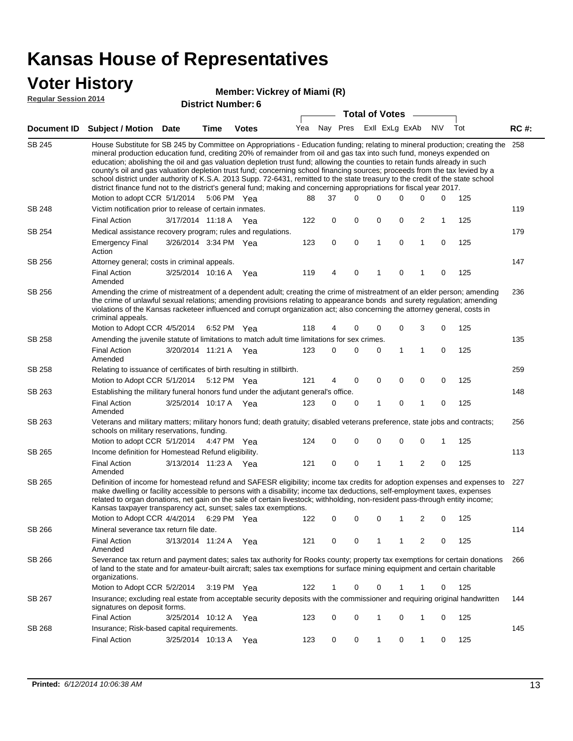# Kansas House of Representatives

## Voter History

**Regular Session 2014**

**Member: Vickrey of Miami (R)**

**District Number: 6**

| Document ID | Subject / Motion | Date | Time | Votes | Yea | Nay | Pres | ExII | ExLg | ExAb | N\V | Tot | RC #: |
|---|---|---|---|---|---|---|---|---|---|---|---|---|---|
| SB 245 | House Substitute for SB 245 by Committee on Appropriations - Education funding; relating to mineral production; creating the mineral production education fund, crediting 20% of remainder from oil and gas tax into such fund, moneys expended on education; abolishing the oil and gas valuation depletion trust fund; allowing the counties to retain funds already in such county's oil and gas valuation depletion trust fund; concerning school financing sources; proceeds from the tax levied by a school district under authority of K.S.A. 2013 Supp. 72-6431, remitted to the state treasury to the credit of the state school district finance fund not to the district's general fund; making and concerning appropriations for fiscal year 2017. | | | | | | | | | | | | 258 |
| | Motion to adopt CCR | 5/1/2014 | 5:06 PM | Yea | 88 | 37 | 0 | 0 | 0 | 0 | 0 | 125 | |
| SB 248 | Victim notification prior to release of certain inmates. | | | | | | | | | | | | 119 |
| | Final Action | 3/17/2014 | 11:18 A | Yea | 122 | 0 | 0 | 0 | 0 | 2 | 1 | 125 | |
| SB 254 | Medical assistance recovery program; rules and regulations. | | | | | | | | | | | | 179 |
| | Emergency Final Action | 3/26/2014 | 3:34 PM | Yea | 123 | 0 | 0 | 1 | 0 | 1 | 0 | 125 | |
| SB 256 | Attorney general; costs in criminal appeals. | | | | | | | | | | | | 147 |
| | Final Action Amended | 3/25/2014 | 10:16 A | Yea | 119 | 4 | 0 | 1 | 0 | 1 | 0 | 125 | |
| SB 256 | Amending the crime of mistreatment of a dependent adult; creating the crime of mistreatment of an elder person; amending the crime of unlawful sexual relations; amending provisions relating to appearance bonds and surety regulation; amending violations of the Kansas racketeer influenced and corrupt organization act; also concerning the attorney general, costs in criminal appeals. | | | | | | | | | | | | 236 |
| | Motion to Adopt CCR | 4/5/2014 | 6:52 PM | Yea | 118 | 4 | 0 | 0 | 0 | 3 | 0 | 125 | |
| SB 258 | Amending the juvenile statute of limitations to match adult time limitations for sex crimes. | | | | | | | | | | | | 135 |
| | Final Action Amended | 3/20/2014 | 11:21 A | Yea | 123 | 0 | 0 | 0 | 1 | 1 | 0 | 125 | |
| SB 258 | Relating to issuance of certificates of birth resulting in stillbirth. | | | | | | | | | | | | 259 |
| | Motion to Adopt CCR | 5/1/2014 | 5:12 PM | Yea | 121 | 4 | 0 | 0 | 0 | 0 | 0 | 125 | |
| SB 263 | Establishing the military funeral honors fund under the adjutant general's office. | | | | | | | | | | | | 148 |
| | Final Action Amended | 3/25/2014 | 10:17 A | Yea | 123 | 0 | 0 | 1 | 0 | 1 | 0 | 125 | |
| SB 263 | Veterans and military matters; military honors fund; death gratuity; disabled veterans preference, state jobs and contracts; schools on military reservations, funding. | | | | | | | | | | | | 256 |
| | Motion to adopt CCR | 5/1/2014 | 4:47 PM | Yea | 124 | 0 | 0 | 0 | 0 | 0 | 1 | 125 | |
| SB 265 | Income definition for Homestead Refund eligibility. | | | | | | | | | | | | 113 |
| | Final Action Amended | 3/13/2014 | 11:23 A | Yea | 121 | 0 | 0 | 1 | 1 | 2 | 0 | 125 | |
| SB 265 | Definition of income for homestead refund and SAFESR eligibility; income tax credits for adoption expenses and expenses to make dwelling or facility accessible to persons with a disability; income tax deductions, self-employment taxes, expenses related to organ donations, net gain on the sale of certain livestock; withholding, non-resident pass-through entity income; Kansas taxpayer transparency act, sunset; sales tax exemptions. | | | | | | | | | | | | 227 |
| | Motion to Adopt CCR | 4/4/2014 | 6:29 PM | Yea | 122 | 0 | 0 | 0 | 1 | 2 | 0 | 125 | |
| SB 266 | Mineral severance tax return file date. | | | | | | | | | | | | 114 |
| | Final Action Amended | 3/13/2014 | 11:24 A | Yea | 121 | 0 | 0 | 1 | 1 | 2 | 0 | 125 | |
| SB 266 | Severance tax return and payment dates; sales tax authority for Rooks county; property tax exemptions for certain donations of land to the state and for amateur-built aircraft; sales tax exemptions for surface mining equipment and certain charitable organizations. | | | | | | | | | | | | 266 |
| | Motion to Adopt CCR | 5/2/2014 | 3:19 PM | Yea | 122 | 1 | 0 | 0 | 1 | 1 | 0 | 125 | |
| SB 267 | Insurance; excluding real estate from acceptable security deposits with the commissioner and requiring original handwritten signatures on deposit forms. | | | | | | | | | | | | 144 |
| | Final Action | 3/25/2014 | 10:12 A | Yea | 123 | 0 | 0 | 1 | 0 | 1 | 0 | 125 | |
| SB 268 | Insurance; Risk-based capital requirements. | | | | | | | | | | | | 145 |
| | Final Action | 3/25/2014 | 10:13 A | Yea | 123 | 0 | 0 | 1 | 0 | 1 | 0 | 125 | |

**Printed:** *6/12/2014 10:06:38 AM*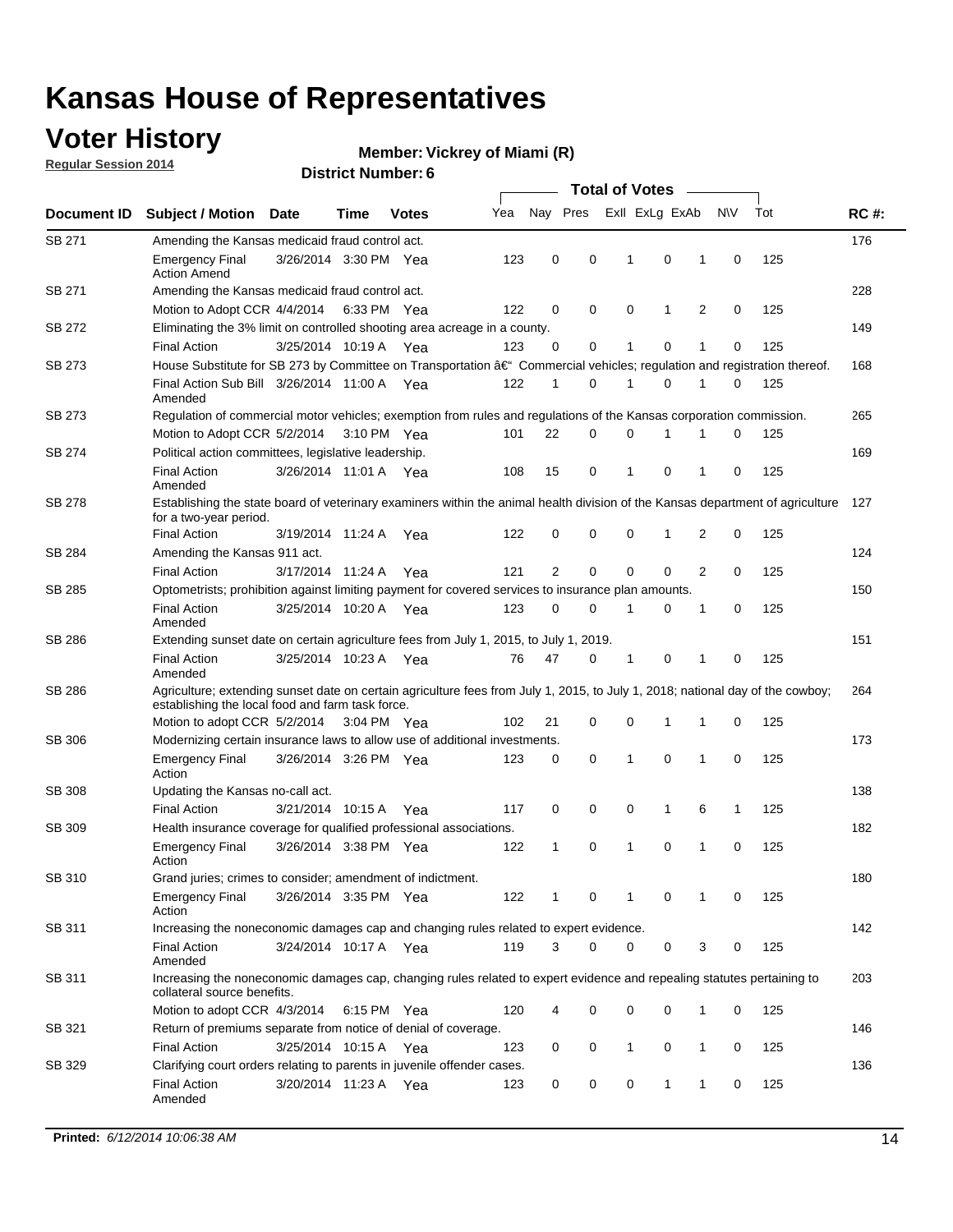# Kansas House of Representatives

## Voter History

**Regular Session 2014**

**Member: Vickrey of Miami (R)**

**District Number: 6**

| Document ID | Subject / Motion | Date | Time | Votes | Yea | Nay | Pres | ExII | ExLg | ExAb | N\V | Tot | RC #: |
|---|---|---|---|---|---|---|---|---|---|---|---|---|---|
| SB 271 | Amending the Kansas medicaid fraud control act. | | | | | | | | | | | | 176 |
| | Emergency Final Action Amend | 3/26/2014 | 3:30 PM | Yea | 123 | 0 | 0 | 1 | 0 | 1 | 0 | 125 | |
| SB 271 | Amending the Kansas medicaid fraud control act. | | | | | | | | | | | | 228 |
| | Motion to Adopt CCR | 4/4/2014 | 6:33 PM | Yea | 122 | 0 | 0 | 0 | 1 | 2 | 0 | 125 | |
| SB 272 | Eliminating the 3% limit on controlled shooting area acreage in a county. | | | | | | | | | | | | 149 |
| | Final Action | 3/25/2014 | 10:19 A | Yea | 123 | 0 | 0 | 1 | 0 | 1 | 0 | 125 | |
| SB 273 | House Substitute for SB 273 by Committee on Transportation â€" Commercial vehicles; regulation and registration thereof. | | | | | | | | | | | | 168 |
| | Final Action Sub Bill Amended | 3/26/2014 | 11:00 A | Yea | 122 | 1 | 0 | 1 | 0 | 1 | 0 | 125 | |
| SB 273 | Regulation of commercial motor vehicles; exemption from rules and regulations of the Kansas corporation commission. | | | | | | | | | | | | 265 |
| | Motion to Adopt CCR | 5/2/2014 | 3:10 PM | Yea | 101 | 22 | 0 | 0 | 1 | 1 | 0 | 125 | |
| SB 274 | Political action committees, legislative leadership. | | | | | | | | | | | | 169 |
| | Final Action Amended | 3/26/2014 | 11:01 A | Yea | 108 | 15 | 0 | 1 | 0 | 1 | 0 | 125 | |
| SB 278 | Establishing the state board of veterinary examiners within the animal health division of the Kansas department of agriculture for a two-year period. | | | | | | | | | | | | 127 |
| | Final Action | 3/19/2014 | 11:24 A | Yea | 122 | 0 | 0 | 0 | 1 | 2 | 0 | 125 | |
| SB 284 | Amending the Kansas 911 act. | | | | | | | | | | | | 124 |
| | Final Action | 3/17/2014 | 11:24 A | Yea | 121 | 2 | 0 | 0 | 0 | 2 | 0 | 125 | |
| SB 285 | Optometrists; prohibition against limiting payment for covered services to insurance plan amounts. | | | | | | | | | | | | 150 |
| | Final Action Amended | 3/25/2014 | 10:20 A | Yea | 123 | 0 | 0 | 1 | 0 | 1 | 0 | 125 | |
| SB 286 | Extending sunset date on certain agriculture fees from July 1, 2015, to July 1, 2019. | | | | | | | | | | | | 151 |
| | Final Action Amended | 3/25/2014 | 10:23 A | Yea | 76 | 47 | 0 | 1 | 0 | 1 | 0 | 125 | |
| SB 286 | Agriculture; extending sunset date on certain agriculture fees from July 1, 2015, to July 1, 2018; national day of the cowboy; establishing the local food and farm task force. | | | | | | | | | | | | 264 |
| | Motion to adopt CCR | 5/2/2014 | 3:04 PM | Yea | 102 | 21 | 0 | 0 | 1 | 1 | 0 | 125 | |
| SB 306 | Modernizing certain insurance laws to allow use of additional investments. | | | | | | | | | | | | 173 |
| | Emergency Final Action | 3/26/2014 | 3:26 PM | Yea | 123 | 0 | 0 | 1 | 0 | 1 | 0 | 125 | |
| SB 308 | Updating the Kansas no-call act. | | | | | | | | | | | | 138 |
| | Final Action | 3/21/2014 | 10:15 A | Yea | 117 | 0 | 0 | 0 | 1 | 6 | 1 | 125 | |
| SB 309 | Health insurance coverage for qualified professional associations. | | | | | | | | | | | | 182 |
| | Emergency Final Action | 3/26/2014 | 3:38 PM | Yea | 122 | 1 | 0 | 1 | 0 | 1 | 0 | 125 | |
| SB 310 | Grand juries; crimes to consider; amendment of indictment. | | | | | | | | | | | | 180 |
| | Emergency Final Action | 3/26/2014 | 3:35 PM | Yea | 122 | 1 | 0 | 1 | 0 | 1 | 0 | 125 | |
| SB 311 | Increasing the noneconomic damages cap and changing rules related to expert evidence. | | | | | | | | | | | | 142 |
| | Final Action Amended | 3/24/2014 | 10:17 A | Yea | 119 | 3 | 0 | 0 | 0 | 3 | 0 | 125 | |
| SB 311 | Increasing the noneconomic damages cap, changing rules related to expert evidence and repealing statutes pertaining to collateral source benefits. | | | | | | | | | | | | 203 |
| | Motion to adopt CCR | 4/3/2014 | 6:15 PM | Yea | 120 | 4 | 0 | 0 | 0 | 1 | 0 | 125 | |
| SB 321 | Return of premiums separate from notice of denial of coverage. | | | | | | | | | | | | 146 |
| | Final Action | 3/25/2014 | 10:15 A | Yea | 123 | 0 | 0 | 1 | 0 | 1 | 0 | 125 | |
| SB 329 | Clarifying court orders relating to parents in juvenile offender cases. | | | | | | | | | | | | 136 |
| | Final Action Amended | 3/20/2014 | 11:23 A | Yea | 123 | 0 | 0 | 0 | 1 | 1 | 0 | 125 | |

**Printed:** *6/12/2014 10:06:38 AM*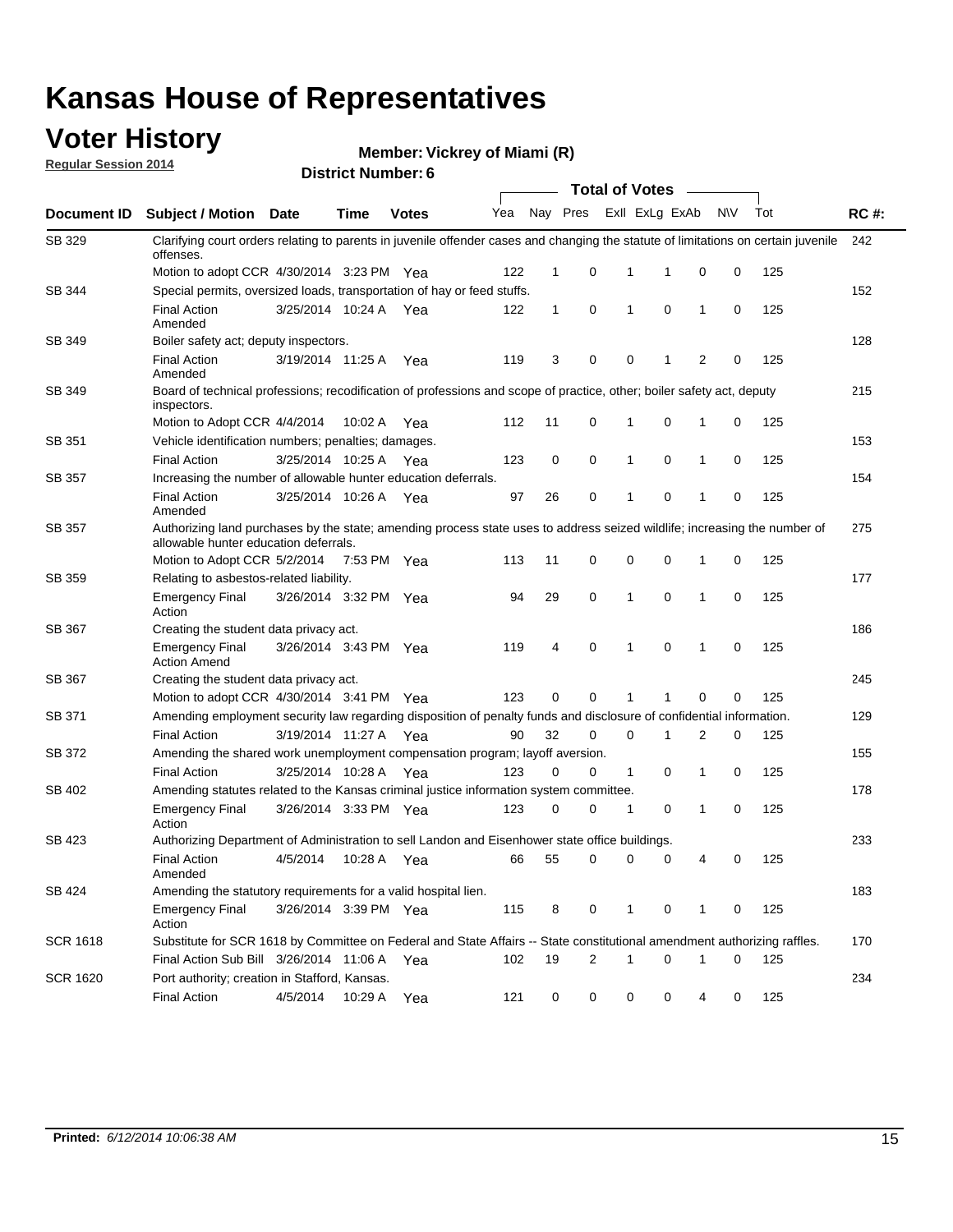# Kansas House of Representatives

## Voter History

**Regular Session 2014**

**Member: Vickrey of Miami (R)**

**District Number: 6**

| Document ID | Subject / Motion | Date | Time | Votes | Yea | Nay | Pres | ExII | ExLg | ExAb | N\V | Tot | RC #: |
|---|---|---|---|---|---|---|---|---|---|---|---|---|---|
| SB 329 | Clarifying court orders relating to parents in juvenile offender cases and changing the statute of limitations on certain juvenile offenses. | | | | | | | | | | | | 242 |
| | Motion to adopt CCR | 4/30/2014 | 3:23 PM | Yea | 122 | 1 | 0 | 1 | 1 | 0 | 0 | 125 | |
| SB 344 | Special permits, oversized loads, transportation of hay or feed stuffs. | | | | | | | | | | | | 152 |
| | Final Action Amended | 3/25/2014 | 10:24 A | Yea | 122 | 1 | 0 | 1 | 0 | 1 | 0 | 125 | |
| SB 349 | Boiler safety act; deputy inspectors. | | | | | | | | | | | | 128 |
| | Final Action Amended | 3/19/2014 | 11:25 A | Yea | 119 | 3 | 0 | 0 | 1 | 2 | 0 | 125 | |
| SB 349 | Board of technical professions; recodification of professions and scope of practice, other; boiler safety act, deputy inspectors. | | | | | | | | | | | | 215 |
| | Motion to Adopt CCR | 4/4/2014 | 10:02 A | Yea | 112 | 11 | 0 | 1 | 0 | 1 | 0 | 125 | |
| SB 351 | Vehicle identification numbers; penalties; damages. | | | | | | | | | | | | 153 |
| | Final Action | 3/25/2014 | 10:25 A | Yea | 123 | 0 | 0 | 1 | 0 | 1 | 0 | 125 | |
| SB 357 | Increasing the number of allowable hunter education deferrals. | | | | | | | | | | | | 154 |
| | Final Action Amended | 3/25/2014 | 10:26 A | Yea | 97 | 26 | 0 | 1 | 0 | 1 | 0 | 125 | |
| SB 357 | Authorizing land purchases by the state; amending process state uses to address seized wildlife; increasing the number of allowable hunter education deferrals. | | | | | | | | | | | | 275 |
| | Motion to Adopt CCR | 5/2/2014 | 7:53 PM | Yea | 113 | 11 | 0 | 0 | 0 | 1 | 0 | 125 | |
| SB 359 | Relating to asbestos-related liability. | | | | | | | | | | | | 177 |
| | Emergency Final Action | 3/26/2014 | 3:32 PM | Yea | 94 | 29 | 0 | 1 | 0 | 1 | 0 | 125 | |
| SB 367 | Creating the student data privacy act. | | | | | | | | | | | | 186 |
| | Emergency Final Action Amend | 3/26/2014 | 3:43 PM | Yea | 119 | 4 | 0 | 1 | 0 | 1 | 0 | 125 | |
| SB 367 | Creating the student data privacy act. | | | | | | | | | | | | 245 |
| | Motion to adopt CCR | 4/30/2014 | 3:41 PM | Yea | 123 | 0 | 0 | 1 | 1 | 0 | 0 | 125 | |
| SB 371 | Amending employment security law regarding disposition of penalty funds and disclosure of confidential information. | | | | | | | | | | | | 129 |
| | Final Action | 3/19/2014 | 11:27 A | Yea | 90 | 32 | 0 | 0 | 1 | 2 | 0 | 125 | |
| SB 372 | Amending the shared work unemployment compensation program; layoff aversion. | | | | | | | | | | | | 155 |
| | Final Action | 3/25/2014 | 10:28 A | Yea | 123 | 0 | 0 | 1 | 0 | 1 | 0 | 125 | |
| SB 402 | Amending statutes related to the Kansas criminal justice information system committee. | | | | | | | | | | | | 178 |
| | Emergency Final Action | 3/26/2014 | 3:33 PM | Yea | 123 | 0 | 0 | 1 | 0 | 1 | 0 | 125 | |
| SB 423 | Authorizing Department of Administration to sell Landon and Eisenhower state office buildings. | | | | | | | | | | | | 233 |
| | Final Action Amended | 4/5/2014 | 10:28 A | Yea | 66 | 55 | 0 | 0 | 0 | 4 | 0 | 125 | |
| SB 424 | Amending the statutory requirements for a valid hospital lien. | | | | | | | | | | | | 183 |
| | Emergency Final Action | 3/26/2014 | 3:39 PM | Yea | 115 | 8 | 0 | 1 | 0 | 1 | 0 | 125 | |
| SCR 1618 | Substitute for SCR 1618 by Committee on Federal and State Affairs -- State constitutional amendment authorizing raffles. | | | | | | | | | | | | 170 |
| | Final Action Sub Bill | 3/26/2014 | 11:06 A | Yea | 102 | 19 | 2 | 1 | 0 | 1 | 0 | 125 | |
| SCR 1620 | Port authority; creation in Stafford, Kansas. | | | | | | | | | | | | 234 |
| | Final Action | 4/5/2014 | 10:29 A | Yea | 121 | 0 | 0 | 0 | 0 | 4 | 0 | 125 | |

**Printed:** *6/12/2014 10:06:38 AM*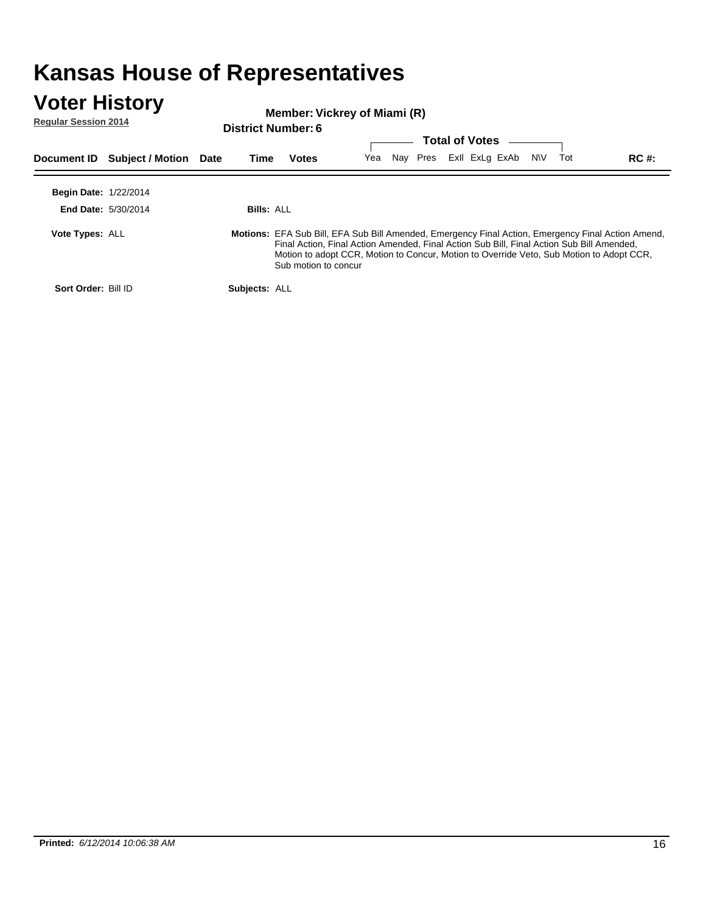# Kansas House of Representatives

## Voter History

**Regular Session 2014**

**Member: Vickrey of Miami (R)**

**District Number: 6**

| Document ID | Subject / Motion | Date | Time | Votes | Yea | Nay | Pres | ExII | ExLg | ExAb | N\V | Tot | RC #: |
|---|---|---|---|---|---|---|---|---|---|---|---|---|---|

Total of Votes

**Begin Date:** 1/22/2014

**End Date:** 5/30/2014

**Bills:** ALL

**Vote Types:** ALL

**Motions:** EFA Sub Bill, EFA Sub Bill Amended, Emergency Final Action, Emergency Final Action Amend, Final Action, Final Action Amended, Final Action Sub Bill, Final Action Sub Bill Amended, Motion to adopt CCR, Motion to Concur, Motion to Override Veto, Sub Motion to Adopt CCR, Sub motion to concur

**Sort Order:** Bill ID

**Subjects:** ALL

**Printed:** *6/12/2014 10:06:38 AM*